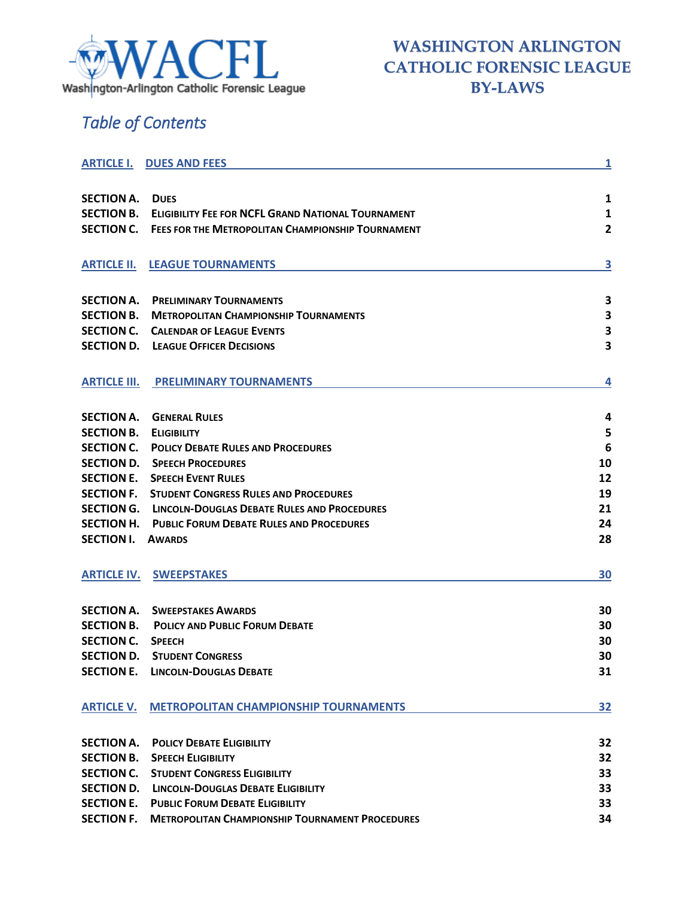# WASHINGTON ARLINGTON CATHOLIC FORENSIC LEAGUE BY-LAWS

Washington-Arlington Catholic Forensic League

## Table of Contents

| | | |
|---|---|---|
| **ARTICLE I.** | **DUES AND FEES** | **1** |
| SECTION A. | DUES | 1 |
| SECTION B. | ELIGIBILITY FEE FOR NCFL GRAND NATIONAL TOURNAMENT | 1 |
| SECTION C. | FEES FOR THE METROPOLITAN CHAMPIONSHIP TOURNAMENT | 2 |
| **ARTICLE II.** | **LEAGUE TOURNAMENTS** | **3** |
| SECTION A. | PRELIMINARY TOURNAMENTS | 3 |
| SECTION B. | METROPOLITAN CHAMPIONSHIP TOURNAMENTS | 3 |
| SECTION C. | CALENDAR OF LEAGUE EVENTS | 3 |
| SECTION D. | LEAGUE OFFICER DECISIONS | 3 |
| **ARTICLE III.** | **PRELIMINARY TOURNAMENTS** | **4** |
| SECTION A. | GENERAL RULES | 4 |
| SECTION B. | ELIGIBILITY | 5 |
| SECTION C. | POLICY DEBATE RULES AND PROCEDURES | 6 |
| SECTION D. | SPEECH PROCEDURES | 10 |
| SECTION E. | SPEECH EVENT RULES | 12 |
| SECTION F. | STUDENT CONGRESS RULES AND PROCEDURES | 19 |
| SECTION G. | LINCOLN-DOUGLAS DEBATE RULES AND PROCEDURES | 21 |
| SECTION H. | PUBLIC FORUM DEBATE RULES AND PROCEDURES | 24 |
| SECTION I. | AWARDS | 28 |
| **ARTICLE IV.** | **SWEEPSTAKES** | **30** |
| SECTION A. | SWEEPSTAKES AWARDS | 30 |
| SECTION B. | POLICY AND PUBLIC FORUM DEBATE | 30 |
| SECTION C. | SPEECH | 30 |
| SECTION D. | STUDENT CONGRESS | 30 |
| SECTION E. | LINCOLN-DOUGLAS DEBATE | 31 |
| **ARTICLE V.** | **METROPOLITAN CHAMPIONSHIP TOURNAMENTS** | **32** |
| SECTION A. | POLICY DEBATE ELIGIBILITY | 32 |
| SECTION B. | SPEECH ELIGIBILITY | 32 |
| SECTION C. | STUDENT CONGRESS ELIGIBILITY | 33 |
| SECTION D. | LINCOLN-DOUGLAS DEBATE ELIGIBILITY | 33 |
| SECTION E. | PUBLIC FORUM DEBATE ELIGIBILITY | 33 |
| SECTION F. | METROPOLITAN CHAMPIONSHIP TOURNAMENT PROCEDURES | 34 |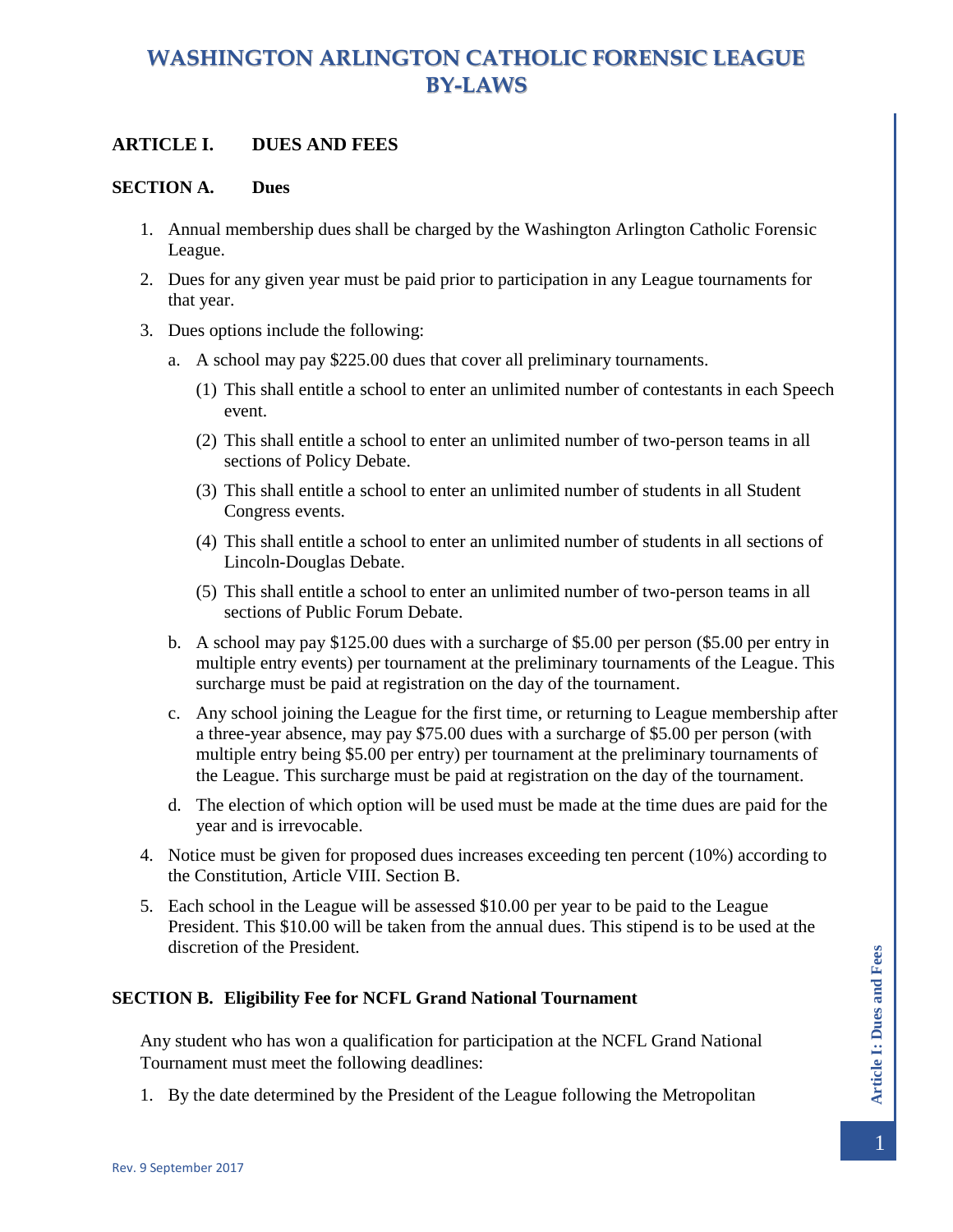# WASHINGTON ARLINGTON CATHOLIC FORENSIC LEAGUE BY-LAWS

## ARTICLE I. DUES AND FEES

### SECTION A. Dues

1. Annual membership dues shall be charged by the Washington Arlington Catholic Forensic League.
2. Dues for any given year must be paid prior to participation in any League tournaments for that year.
3. Dues options include the following:
   a. A school may pay $225.00 dues that cover all preliminary tournaments.
      (1) This shall entitle a school to enter an unlimited number of contestants in each Speech event.
      (2) This shall entitle a school to enter an unlimited number of two-person teams in all sections of Policy Debate.
      (3) This shall entitle a school to enter an unlimited number of students in all Student Congress events.
      (4) This shall entitle a school to enter an unlimited number of students in all sections of Lincoln-Douglas Debate.
      (5) This shall entitle a school to enter an unlimited number of two-person teams in all sections of Public Forum Debate.

   b. A school may pay $125.00 dues with a surcharge of $5.00 per person ($5.00 per entry in multiple entry events) per tournament at the preliminary tournaments of the League. This surcharge must be paid at registration on the day of the tournament.

   c. Any school joining the League for the first time, or returning to League membership after a three-year absence, may pay $75.00 dues with a surcharge of $5.00 per person (with multiple entry being $5.00 per entry) per tournament at the preliminary tournaments of the League. This surcharge must be paid at registration on the day of the tournament.

   d. The election of which option will be used must be made at the time dues are paid for the year and is irrevocable.
4. Notice must be given for proposed dues increases exceeding ten percent (10%) according to the Constitution, Article VIII. Section B.
5. Each school in the League will be assessed $10.00 per year to be paid to the League President. This $10.00 will be taken from the annual dues. This stipend is to be used at the discretion of the President.

### SECTION B. Eligibility Fee for NCFL Grand National Tournament

Any student who has won a qualification for participation at the NCFL Grand National Tournament must meet the following deadlines:

1. By the date determined by the President of the League following the Metropolitan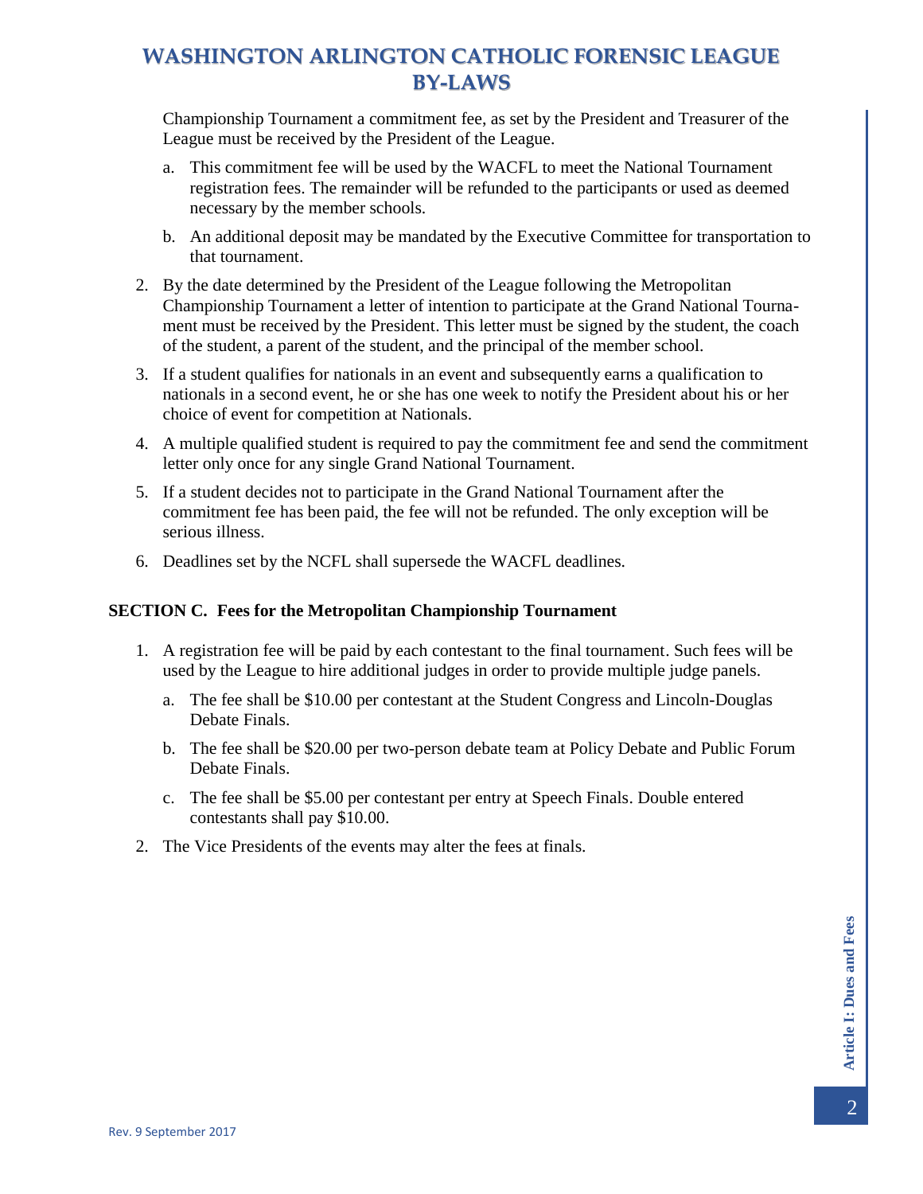Championship Tournament a commitment fee, as set by the President and Treasurer of the League must be received by the President of the League.

   a. This commitment fee will be used by the WACFL to meet the National Tournament registration fees. The remainder will be refunded to the participants or used as deemed necessary by the member schools.

   b. An additional deposit may be mandated by the Executive Committee for transportation to that tournament.

2. By the date determined by the President of the League following the Metropolitan Championship Tournament a letter of intention to participate at the Grand National Tournament must be received by the President. This letter must be signed by the student, the coach of the student, a parent of the student, and the principal of the member school.

3. If a student qualifies for nationals in an event and subsequently earns a qualification to nationals in a second event, he or she has one week to notify the President about his or her choice of event for competition at Nationals.

4. A multiple qualified student is required to pay the commitment fee and send the commitment letter only once for any single Grand National Tournament.

5. If a student decides not to participate in the Grand National Tournament after the commitment fee has been paid, the fee will not be refunded. The only exception will be serious illness.

6. Deadlines set by the NCFL shall supersede the WACFL deadlines.

**SECTION C. Fees for the Metropolitan Championship Tournament**

1. A registration fee will be paid by each contestant to the final tournament. Such fees will be used by the League to hire additional judges in order to provide multiple judge panels.

   a. The fee shall be $10.00 per contestant at the Student Congress and Lincoln-Douglas Debate Finals.

   b. The fee shall be $20.00 per two-person debate team at Policy Debate and Public Forum Debate Finals.

   c. The fee shall be $5.00 per contestant per entry at Speech Finals. Double entered contestants shall pay $10.00.

2. The Vice Presidents of the events may alter the fees at finals.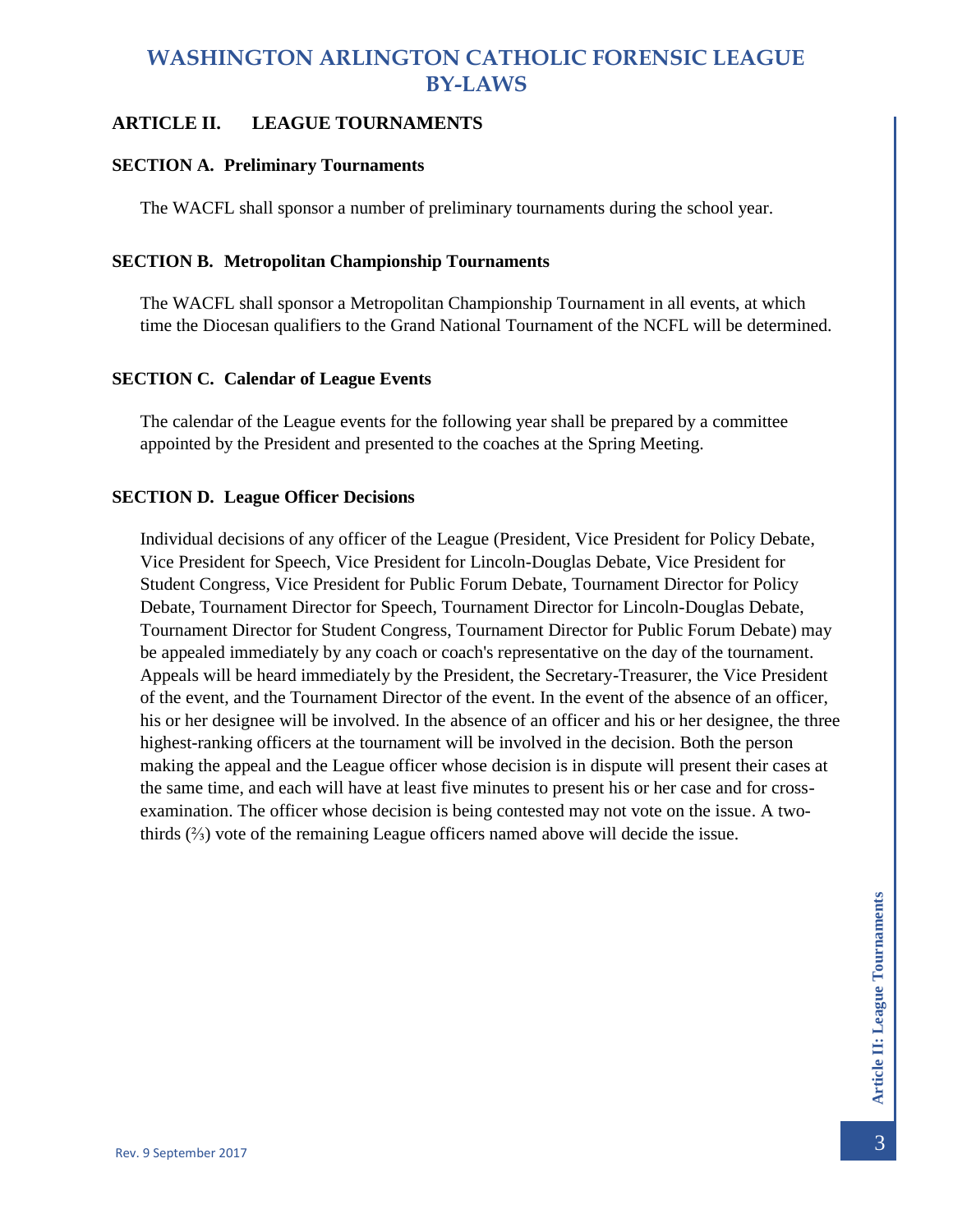## ARTICLE II. LEAGUE TOURNAMENTS

### SECTION A. Preliminary Tournaments

The WACFL shall sponsor a number of preliminary tournaments during the school year.

### SECTION B. Metropolitan Championship Tournaments

The WACFL shall sponsor a Metropolitan Championship Tournament in all events, at which time the Diocesan qualifiers to the Grand National Tournament of the NCFL will be determined.

### SECTION C. Calendar of League Events

The calendar of the League events for the following year shall be prepared by a committee appointed by the President and presented to the coaches at the Spring Meeting.

### SECTION D. League Officer Decisions

Individual decisions of any officer of the League (President, Vice President for Policy Debate, Vice President for Speech, Vice President for Lincoln-Douglas Debate, Vice President for Student Congress, Vice President for Public Forum Debate, Tournament Director for Policy Debate, Tournament Director for Speech, Tournament Director for Lincoln-Douglas Debate, Tournament Director for Student Congress, Tournament Director for Public Forum Debate) may be appealed immediately by any coach or coach's representative on the day of the tournament. Appeals will be heard immediately by the President, the Secretary-Treasurer, the Vice President of the event, and the Tournament Director of the event. In the event of the absence of an officer, his or her designee will be involved. In the absence of an officer and his or her designee, the three highest-ranking officers at the tournament will be involved in the decision. Both the person making the appeal and the League officer whose decision is in dispute will present their cases at the same time, and each will have at least five minutes to present his or her case and for cross-examination. The officer whose decision is being contested may not vote on the issue. A two-thirds (⅔) vote of the remaining League officers named above will decide the issue.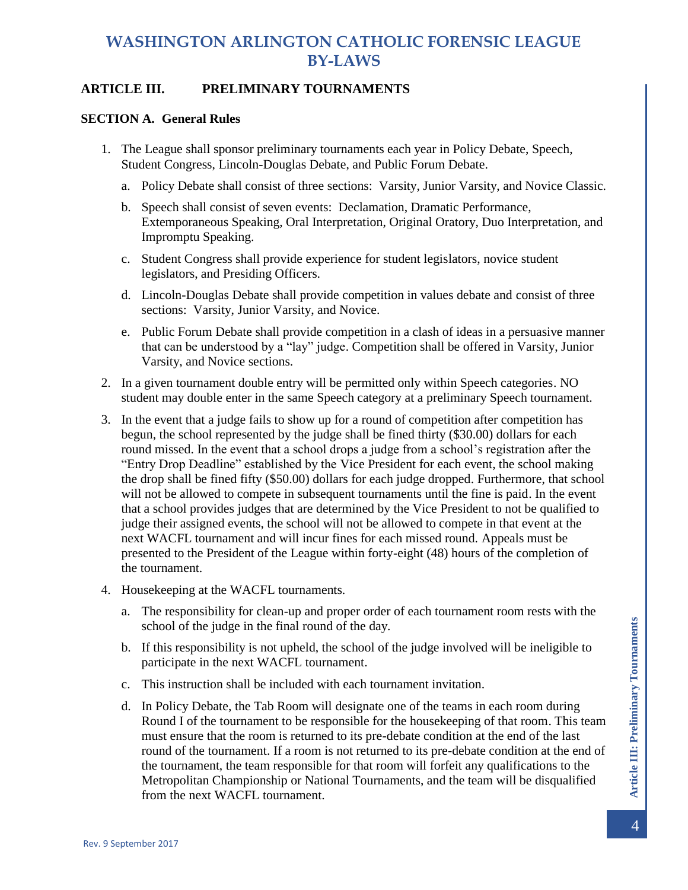# WASHINGTON ARLINGTON CATHOLIC FORENSIC LEAGUE BY-LAWS

## ARTICLE III. PRELIMINARY TOURNAMENTS

### SECTION A. General Rules

1. The League shall sponsor preliminary tournaments each year in Policy Debate, Speech, Student Congress, Lincoln-Douglas Debate, and Public Forum Debate.
   a. Policy Debate shall consist of three sections: Varsity, Junior Varsity, and Novice Classic.
   b. Speech shall consist of seven events: Declamation, Dramatic Performance, Extemporaneous Speaking, Oral Interpretation, Original Oratory, Duo Interpretation, and Impromptu Speaking.
   c. Student Congress shall provide experience for student legislators, novice student legislators, and Presiding Officers.
   d. Lincoln-Douglas Debate shall provide competition in values debate and consist of three sections: Varsity, Junior Varsity, and Novice.
   e. Public Forum Debate shall provide competition in a clash of ideas in a persuasive manner that can be understood by a "lay" judge. Competition shall be offered in Varsity, Junior Varsity, and Novice sections.
2. In a given tournament double entry will be permitted only within Speech categories. NO student may double enter in the same Speech category at a preliminary Speech tournament.
3. In the event that a judge fails to show up for a round of competition after competition has begun, the school represented by the judge shall be fined thirty ($30.00) dollars for each round missed. In the event that a school drops a judge from a school's registration after the "Entry Drop Deadline" established by the Vice President for each event, the school making the drop shall be fined fifty ($50.00) dollars for each judge dropped. Furthermore, that school will not be allowed to compete in subsequent tournaments until the fine is paid. In the event that a school provides judges that are determined by the Vice President to not be qualified to judge their assigned events, the school will not be allowed to compete in that event at the next WACFL tournament and will incur fines for each missed round. Appeals must be presented to the President of the League within forty-eight (48) hours of the completion of the tournament.
4. Housekeeping at the WACFL tournaments.
   a. The responsibility for clean-up and proper order of each tournament room rests with the school of the judge in the final round of the day.
   b. If this responsibility is not upheld, the school of the judge involved will be ineligible to participate in the next WACFL tournament.
   c. This instruction shall be included with each tournament invitation.
   d. In Policy Debate, the Tab Room will designate one of the teams in each room during Round I of the tournament to be responsible for the housekeeping of that room. This team must ensure that the room is returned to its pre-debate condition at the end of the last round of the tournament. If a room is not returned to its pre-debate condition at the end of the tournament, the team responsible for that room will forfeit any qualifications to the Metropolitan Championship or National Tournaments, and the team will be disqualified from the next WACFL tournament.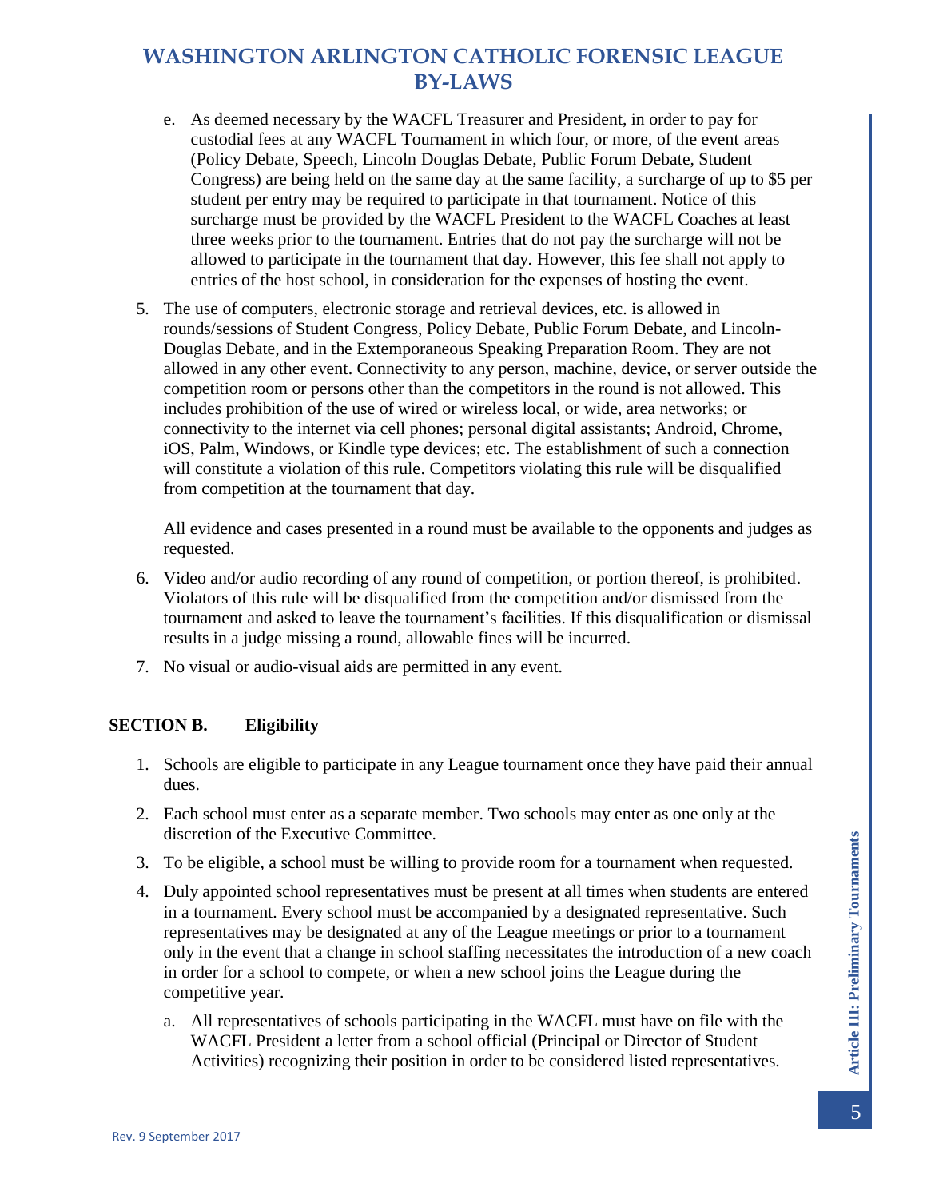e. As deemed necessary by the WACFL Treasurer and President, in order to pay for custodial fees at any WACFL Tournament in which four, or more, of the event areas (Policy Debate, Speech, Lincoln Douglas Debate, Public Forum Debate, Student Congress) are being held on the same day at the same facility, a surcharge of up to $5 per student per entry may be required to participate in that tournament. Notice of this surcharge must be provided by the WACFL President to the WACFL Coaches at least three weeks prior to the tournament. Entries that do not pay the surcharge will not be allowed to participate in the tournament that day. However, this fee shall not apply to entries of the host school, in consideration for the expenses of hosting the event.

5. The use of computers, electronic storage and retrieval devices, etc. is allowed in rounds/sessions of Student Congress, Policy Debate, Public Forum Debate, and Lincoln-Douglas Debate, and in the Extemporaneous Speaking Preparation Room. They are not allowed in any other event. Connectivity to any person, machine, device, or server outside the competition room or persons other than the competitors in the round is not allowed. This includes prohibition of the use of wired or wireless local, or wide, area networks; or connectivity to the internet via cell phones; personal digital assistants; Android, Chrome, iOS, Palm, Windows, or Kindle type devices; etc. The establishment of such a connection will constitute a violation of this rule. Competitors violating this rule will be disqualified from competition at the tournament that day.

   All evidence and cases presented in a round must be available to the opponents and judges as requested.

6. Video and/or audio recording of any round of competition, or portion thereof, is prohibited. Violators of this rule will be disqualified from the competition and/or dismissed from the tournament and asked to leave the tournament's facilities. If this disqualification or dismissal results in a judge missing a round, allowable fines will be incurred.

7. No visual or audio-visual aids are permitted in any event.

### SECTION B. Eligibility

1. Schools are eligible to participate in any League tournament once they have paid their annual dues.

2. Each school must enter as a separate member. Two schools may enter as one only at the discretion of the Executive Committee.

3. To be eligible, a school must be willing to provide room for a tournament when requested.

4. Duly appointed school representatives must be present at all times when students are entered in a tournament. Every school must be accompanied by a designated representative. Such representatives may be designated at any of the League meetings or prior to a tournament only in the event that a change in school staffing necessitates the introduction of a new coach in order for a school to compete, or when a new school joins the League during the competitive year.

   a. All representatives of schools participating in the WACFL must have on file with the WACFL President a letter from a school official (Principal or Director of Student Activities) recognizing their position in order to be considered listed representatives.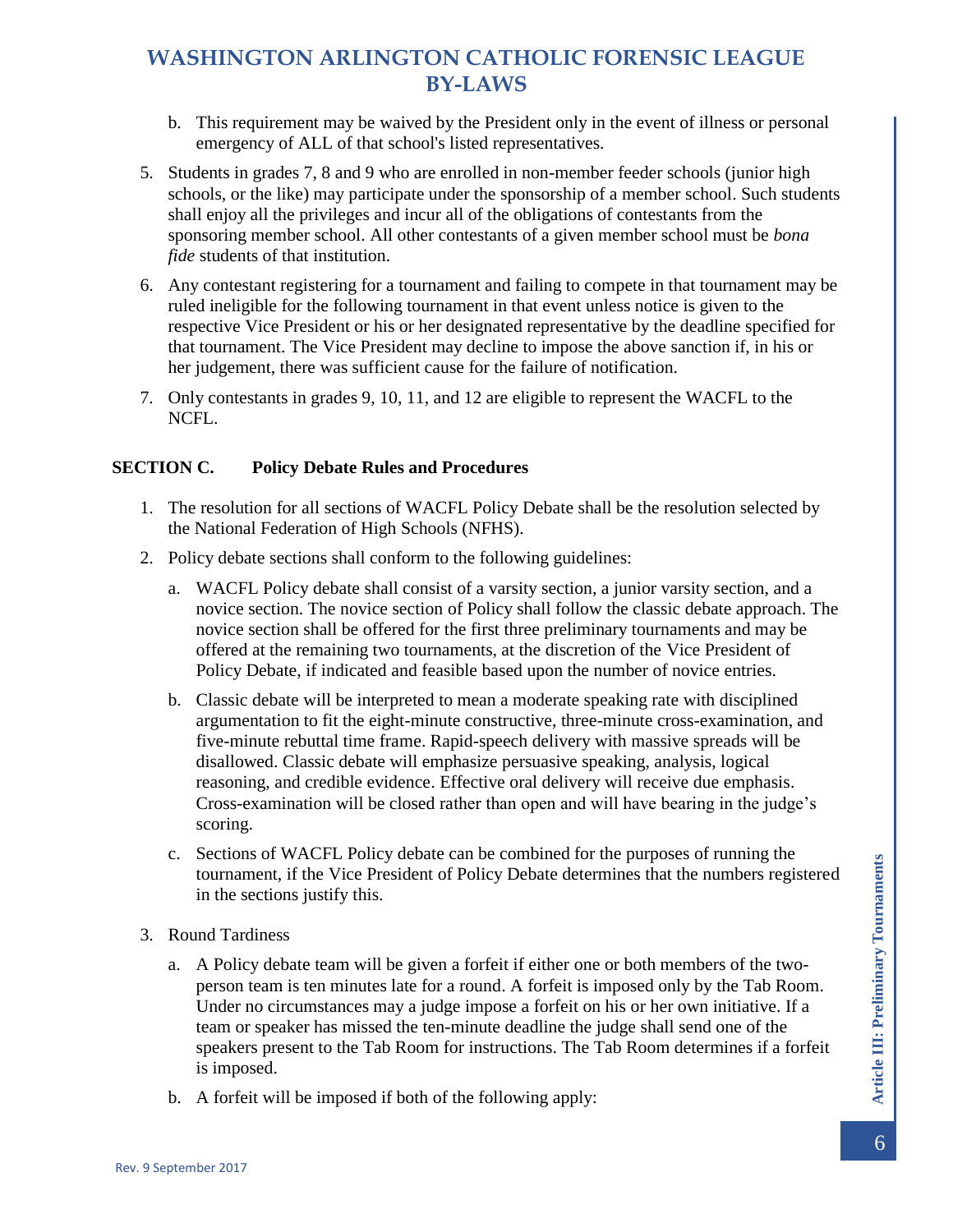b. This requirement may be waived by the President only in the event of illness or personal emergency of ALL of that school's listed representatives.

5. Students in grades 7, 8 and 9 who are enrolled in non-member feeder schools (junior high schools, or the like) may participate under the sponsorship of a member school. Such students shall enjoy all the privileges and incur all of the obligations of contestants from the sponsoring member school. All other contestants of a given member school must be *bona fide* students of that institution.

6. Any contestant registering for a tournament and failing to compete in that tournament may be ruled ineligible for the following tournament in that event unless notice is given to the respective Vice President or his or her designated representative by the deadline specified for that tournament. The Vice President may decline to impose the above sanction if, in his or her judgement, there was sufficient cause for the failure of notification.

7. Only contestants in grades 9, 10, 11, and 12 are eligible to represent the WACFL to the NCFL.

### SECTION C. Policy Debate Rules and Procedures

1. The resolution for all sections of WACFL Policy Debate shall be the resolution selected by the National Federation of High Schools (NFHS).

2. Policy debate sections shall conform to the following guidelines:

   a. WACFL Policy debate shall consist of a varsity section, a junior varsity section, and a novice section. The novice section of Policy shall follow the classic debate approach. The novice section shall be offered for the first three preliminary tournaments and may be offered at the remaining two tournaments, at the discretion of the Vice President of Policy Debate, if indicated and feasible based upon the number of novice entries.

   b. Classic debate will be interpreted to mean a moderate speaking rate with disciplined argumentation to fit the eight-minute constructive, three-minute cross-examination, and five-minute rebuttal time frame. Rapid-speech delivery with massive spreads will be disallowed. Classic debate will emphasize persuasive speaking, analysis, logical reasoning, and credible evidence. Effective oral delivery will receive due emphasis. Cross-examination will be closed rather than open and will have bearing in the judge's scoring.

   c. Sections of WACFL Policy debate can be combined for the purposes of running the tournament, if the Vice President of Policy Debate determines that the numbers registered in the sections justify this.

3. Round Tardiness

   a. A Policy debate team will be given a forfeit if either one or both members of the two-person team is ten minutes late for a round. A forfeit is imposed only by the Tab Room. Under no circumstances may a judge impose a forfeit on his or her own initiative. If a team or speaker has missed the ten-minute deadline the judge shall send one of the speakers present to the Tab Room for instructions. The Tab Room determines if a forfeit is imposed.

   b. A forfeit will be imposed if both of the following apply: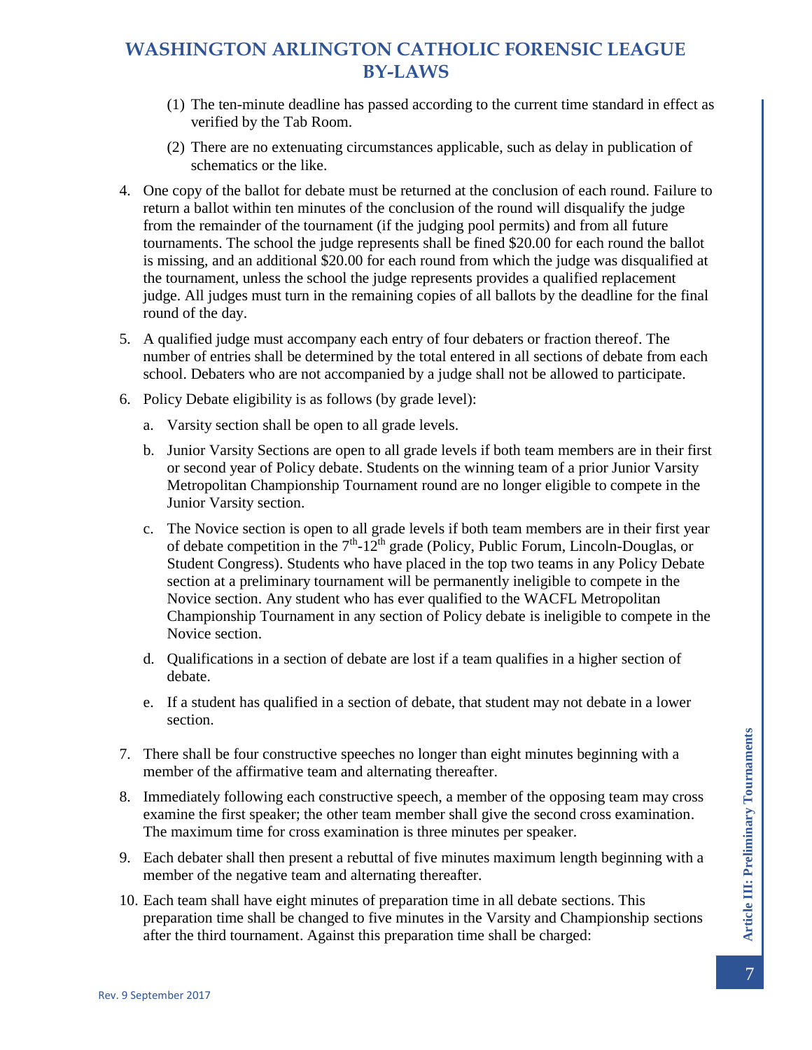(1) The ten-minute deadline has passed according to the current time standard in effect as verified by the Tab Room.

(2) There are no extenuating circumstances applicable, such as delay in publication of schematics or the like.

4. One copy of the ballot for debate must be returned at the conclusion of each round. Failure to return a ballot within ten minutes of the conclusion of the round will disqualify the judge from the remainder of the tournament (if the judging pool permits) and from all future tournaments. The school the judge represents shall be fined $20.00 for each round the ballot is missing, and an additional $20.00 for each round from which the judge was disqualified at the tournament, unless the school the judge represents provides a qualified replacement judge. All judges must turn in the remaining copies of all ballots by the deadline for the final round of the day.

5. A qualified judge must accompany each entry of four debaters or fraction thereof. The number of entries shall be determined by the total entered in all sections of debate from each school. Debaters who are not accompanied by a judge shall not be allowed to participate.

6. Policy Debate eligibility is as follows (by grade level):

   a. Varsity section shall be open to all grade levels.

   b. Junior Varsity Sections are open to all grade levels if both team members are in their first or second year of Policy debate. Students on the winning team of a prior Junior Varsity Metropolitan Championship Tournament round are no longer eligible to compete in the Junior Varsity section.

   c. The Novice section is open to all grade levels if both team members are in their first year of debate competition in the 7th-12th grade (Policy, Public Forum, Lincoln-Douglas, or Student Congress). Students who have placed in the top two teams in any Policy Debate section at a preliminary tournament will be permanently ineligible to compete in the Novice section. Any student who has ever qualified to the WACFL Metropolitan Championship Tournament in any section of Policy debate is ineligible to compete in the Novice section.

   d. Qualifications in a section of debate are lost if a team qualifies in a higher section of debate.

   e. If a student has qualified in a section of debate, that student may not debate in a lower section.

7. There shall be four constructive speeches no longer than eight minutes beginning with a member of the affirmative team and alternating thereafter.

8. Immediately following each constructive speech, a member of the opposing team may cross examine the first speaker; the other team member shall give the second cross examination. The maximum time for cross examination is three minutes per speaker.

9. Each debater shall then present a rebuttal of five minutes maximum length beginning with a member of the negative team and alternating thereafter.

10. Each team shall have eight minutes of preparation time in all debate sections. This preparation time shall be changed to five minutes in the Varsity and Championship sections after the third tournament. Against this preparation time shall be charged: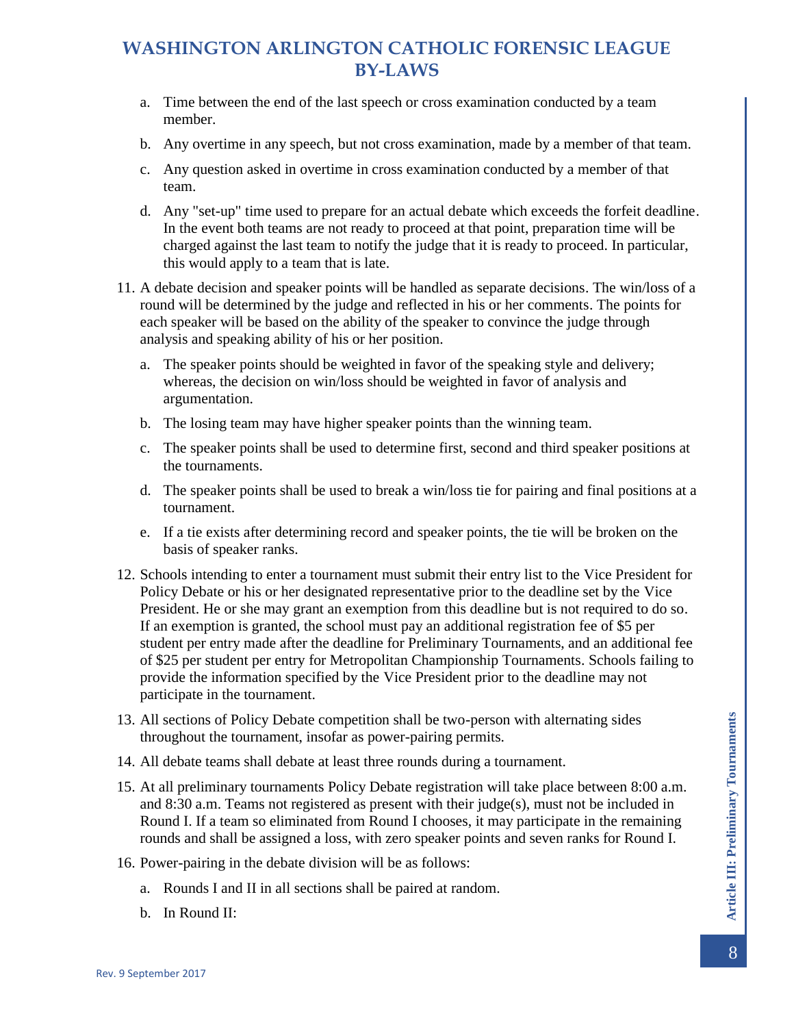a. Time between the end of the last speech or cross examination conducted by a team member.

   b. Any overtime in any speech, but not cross examination, made by a member of that team.

   c. Any question asked in overtime in cross examination conducted by a member of that team.

   d. Any "set-up" time used to prepare for an actual debate which exceeds the forfeit deadline. In the event both teams are not ready to proceed at that point, preparation time will be charged against the last team to notify the judge that it is ready to proceed. In particular, this would apply to a team that is late.

11. A debate decision and speaker points will be handled as separate decisions. The win/loss of a round will be determined by the judge and reflected in his or her comments. The points for each speaker will be based on the ability of the speaker to convince the judge through analysis and speaking ability of his or her position.

    a. The speaker points should be weighted in favor of the speaking style and delivery; whereas, the decision on win/loss should be weighted in favor of analysis and argumentation.

    b. The losing team may have higher speaker points than the winning team.

    c. The speaker points shall be used to determine first, second and third speaker positions at the tournaments.

    d. The speaker points shall be used to break a win/loss tie for pairing and final positions at a tournament.

    e. If a tie exists after determining record and speaker points, the tie will be broken on the basis of speaker ranks.

12. Schools intending to enter a tournament must submit their entry list to the Vice President for Policy Debate or his or her designated representative prior to the deadline set by the Vice President. He or she may grant an exemption from this deadline but is not required to do so. If an exemption is granted, the school must pay an additional registration fee of $5 per student per entry made after the deadline for Preliminary Tournaments, and an additional fee of $25 per student per entry for Metropolitan Championship Tournaments. Schools failing to provide the information specified by the Vice President prior to the deadline may not participate in the tournament.

13. All sections of Policy Debate competition shall be two-person with alternating sides throughout the tournament, insofar as power-pairing permits.

14. All debate teams shall debate at least three rounds during a tournament.

15. At all preliminary tournaments Policy Debate registration will take place between 8:00 a.m. and 8:30 a.m. Teams not registered as present with their judge(s), must not be included in Round I. If a team so eliminated from Round I chooses, it may participate in the remaining rounds and shall be assigned a loss, with zero speaker points and seven ranks for Round I.

16. Power-pairing in the debate division will be as follows:

    a. Rounds I and II in all sections shall be paired at random.

    b. In Round II: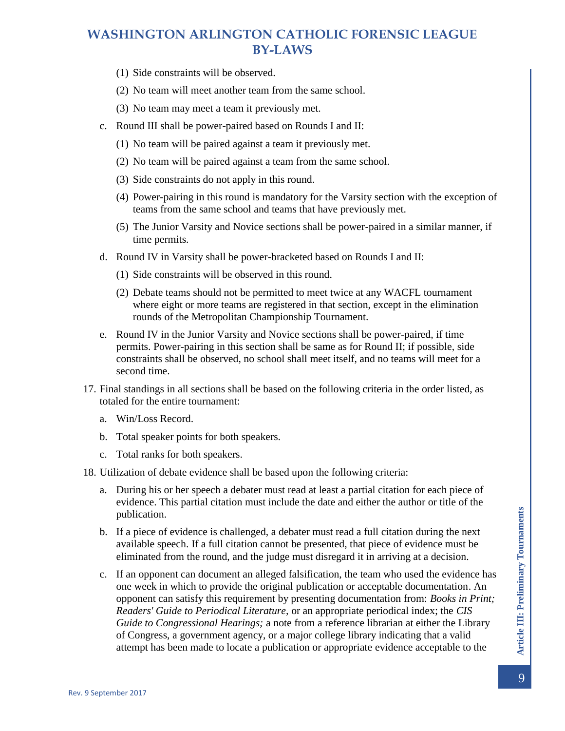(1) Side constraints will be observed.

(2) No team will meet another team from the same school.

(3) No team may meet a team it previously met.

c. Round III shall be power-paired based on Rounds I and II:

(1) No team will be paired against a team it previously met.

(2) No team will be paired against a team from the same school.

(3) Side constraints do not apply in this round.

(4) Power-pairing in this round is mandatory for the Varsity section with the exception of teams from the same school and teams that have previously met.

(5) The Junior Varsity and Novice sections shall be power-paired in a similar manner, if time permits.

d. Round IV in Varsity shall be power-bracketed based on Rounds I and II:

(1) Side constraints will be observed in this round.

(2) Debate teams should not be permitted to meet twice at any WACFL tournament where eight or more teams are registered in that section, except in the elimination rounds of the Metropolitan Championship Tournament.

e. Round IV in the Junior Varsity and Novice sections shall be power-paired, if time permits. Power-pairing in this section shall be same as for Round II; if possible, side constraints shall be observed, no school shall meet itself, and no teams will meet for a second time.

17. Final standings in all sections shall be based on the following criteria in the order listed, as totaled for the entire tournament:

a. Win/Loss Record.

b. Total speaker points for both speakers.

c. Total ranks for both speakers.

18. Utilization of debate evidence shall be based upon the following criteria:

a. During his or her speech a debater must read at least a partial citation for each piece of evidence. This partial citation must include the date and either the author or title of the publication.

b. If a piece of evidence is challenged, a debater must read a full citation during the next available speech. If a full citation cannot be presented, that piece of evidence must be eliminated from the round, and the judge must disregard it in arriving at a decision.

c. If an opponent can document an alleged falsification, the team who used the evidence has one week in which to provide the original publication or acceptable documentation. An opponent can satisfy this requirement by presenting documentation from: *Books in Print; Readers' Guide to Periodical Literature,* or an appropriate periodical index; the *CIS Guide to Congressional Hearings;* a note from a reference librarian at either the Library of Congress, a government agency, or a major college library indicating that a valid attempt has been made to locate a publication or appropriate evidence acceptable to the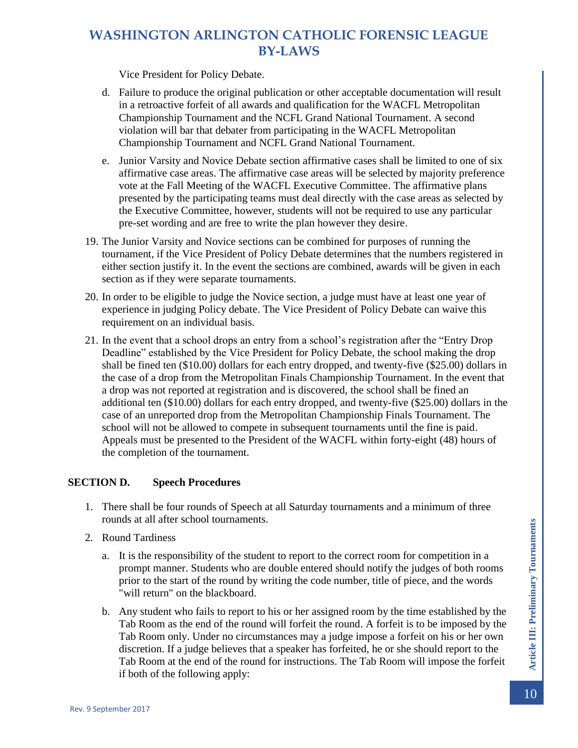Vice President for Policy Debate.

d. Failure to produce the original publication or other acceptable documentation will result in a retroactive forfeit of all awards and qualification for the WACFL Metropolitan Championship Tournament and the NCFL Grand National Tournament. A second violation will bar that debater from participating in the WACFL Metropolitan Championship Tournament and NCFL Grand National Tournament.

e. Junior Varsity and Novice Debate section affirmative cases shall be limited to one of six affirmative case areas. The affirmative case areas will be selected by majority preference vote at the Fall Meeting of the WACFL Executive Committee. The affirmative plans presented by the participating teams must deal directly with the case areas as selected by the Executive Committee, however, students will not be required to use any particular pre-set wording and are free to write the plan however they desire.

19. The Junior Varsity and Novice sections can be combined for purposes of running the tournament, if the Vice President of Policy Debate determines that the numbers registered in either section justify it. In the event the sections are combined, awards will be given in each section as if they were separate tournaments.

20. In order to be eligible to judge the Novice section, a judge must have at least one year of experience in judging Policy debate. The Vice President of Policy Debate can waive this requirement on an individual basis.

21. In the event that a school drops an entry from a school's registration after the "Entry Drop Deadline" established by the Vice President for Policy Debate, the school making the drop shall be fined ten ($10.00) dollars for each entry dropped, and twenty-five ($25.00) dollars in the case of a drop from the Metropolitan Finals Championship Tournament. In the event that a drop was not reported at registration and is discovered, the school shall be fined an additional ten ($10.00) dollars for each entry dropped, and twenty-five ($25.00) dollars in the case of an unreported drop from the Metropolitan Championship Finals Tournament. The school will not be allowed to compete in subsequent tournaments until the fine is paid. Appeals must be presented to the President of the WACFL within forty-eight (48) hours of the completion of the tournament.

## SECTION D. Speech Procedures

1. There shall be four rounds of Speech at all Saturday tournaments and a minimum of three rounds at all after school tournaments.

2. Round Tardiness

   a. It is the responsibility of the student to report to the correct room for competition in a prompt manner. Students who are double entered should notify the judges of both rooms prior to the start of the round by writing the code number, title of piece, and the words "will return" on the blackboard.

   b. Any student who fails to report to his or her assigned room by the time established by the Tab Room as the end of the round will forfeit the round. A forfeit is to be imposed by the Tab Room only. Under no circumstances may a judge impose a forfeit on his or her own discretion. If a judge believes that a speaker has forfeited, he or she should report to the Tab Room at the end of the round for instructions. The Tab Room will impose the forfeit if both of the following apply: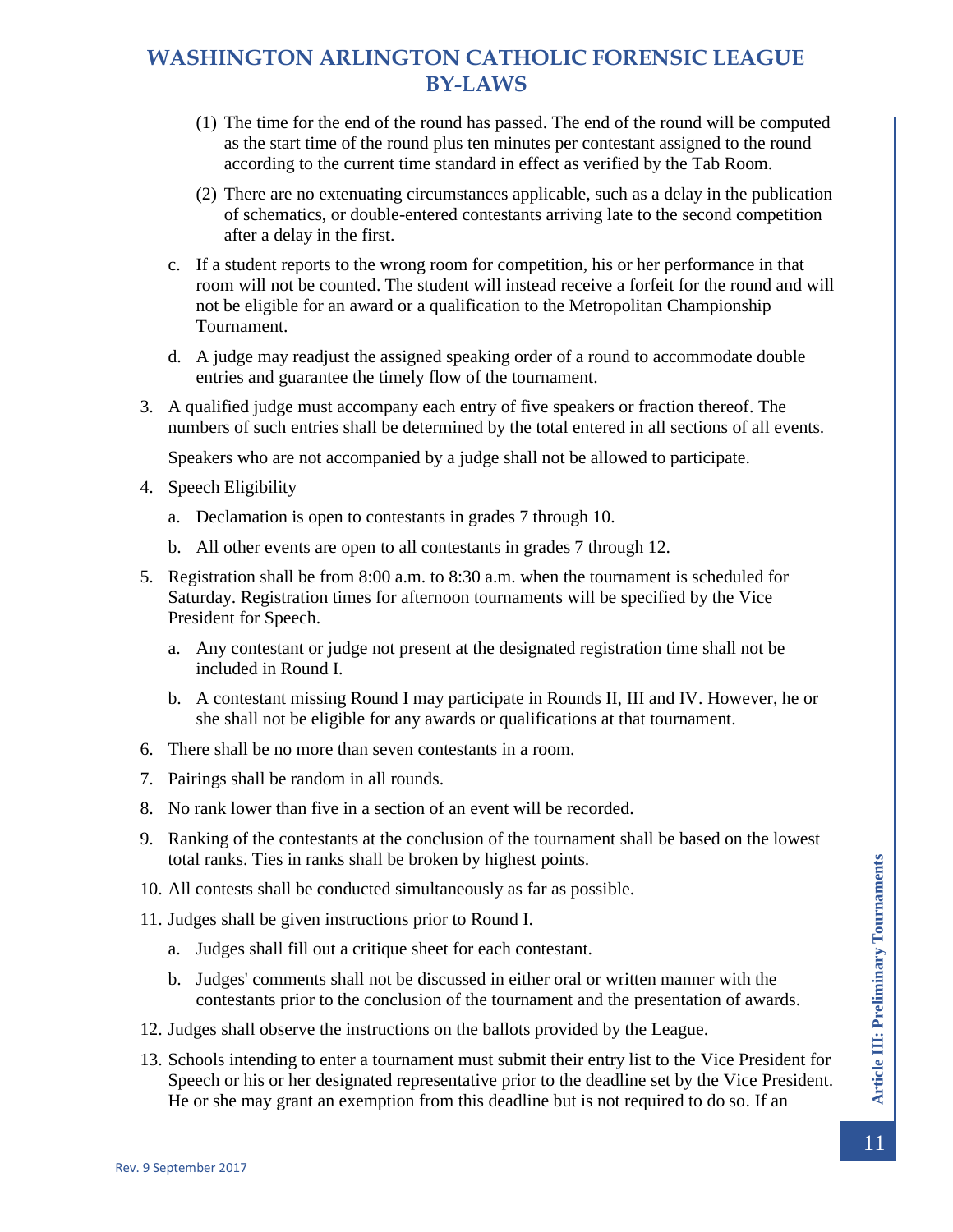(1) The time for the end of the round has passed. The end of the round will be computed as the start time of the round plus ten minutes per contestant assigned to the round according to the current time standard in effect as verified by the Tab Room.

(2) There are no extenuating circumstances applicable, such as a delay in the publication of schematics, or double-entered contestants arriving late to the second competition after a delay in the first.

c. If a student reports to the wrong room for competition, his or her performance in that room will not be counted. The student will instead receive a forfeit for the round and will not be eligible for an award or a qualification to the Metropolitan Championship Tournament.

d. A judge may readjust the assigned speaking order of a round to accommodate double entries and guarantee the timely flow of the tournament.

3. A qualified judge must accompany each entry of five speakers or fraction thereof. The numbers of such entries shall be determined by the total entered in all sections of all events.

   Speakers who are not accompanied by a judge shall not be allowed to participate.

4. Speech Eligibility

   a. Declamation is open to contestants in grades 7 through 10.

   b. All other events are open to all contestants in grades 7 through 12.

5. Registration shall be from 8:00 a.m. to 8:30 a.m. when the tournament is scheduled for Saturday. Registration times for afternoon tournaments will be specified by the Vice President for Speech.

   a. Any contestant or judge not present at the designated registration time shall not be included in Round I.

   b. A contestant missing Round I may participate in Rounds II, III and IV. However, he or she shall not be eligible for any awards or qualifications at that tournament.

6. There shall be no more than seven contestants in a room.

7. Pairings shall be random in all rounds.

8. No rank lower than five in a section of an event will be recorded.

9. Ranking of the contestants at the conclusion of the tournament shall be based on the lowest total ranks. Ties in ranks shall be broken by highest points.

10. All contests shall be conducted simultaneously as far as possible.

11. Judges shall be given instructions prior to Round I.

    a. Judges shall fill out a critique sheet for each contestant.

    b. Judges' comments shall not be discussed in either oral or written manner with the contestants prior to the conclusion of the tournament and the presentation of awards.

12. Judges shall observe the instructions on the ballots provided by the League.

13. Schools intending to enter a tournament must submit their entry list to the Vice President for Speech or his or her designated representative prior to the deadline set by the Vice President. He or she may grant an exemption from this deadline but is not required to do so. If an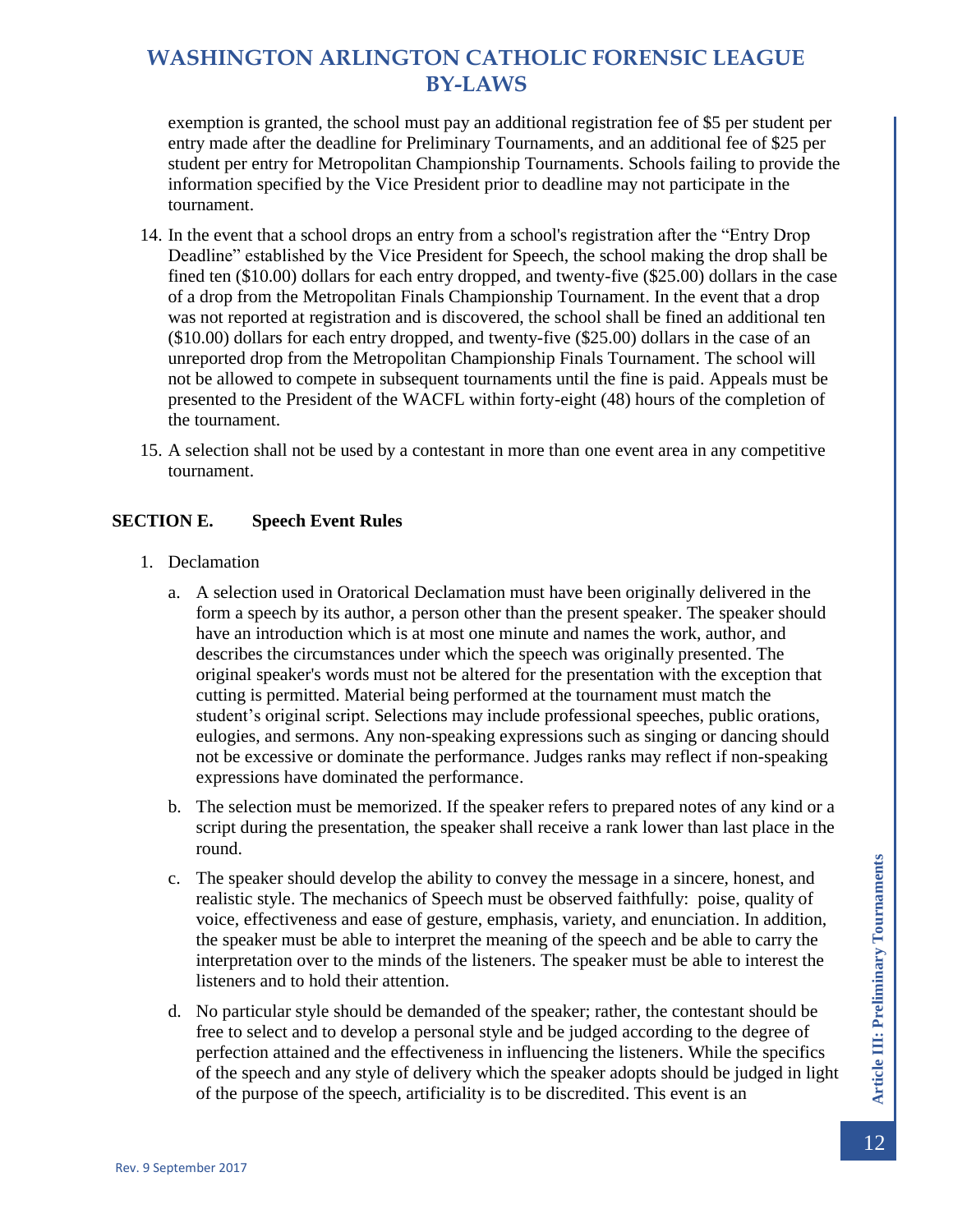exemption is granted, the school must pay an additional registration fee of $5 per student per entry made after the deadline for Preliminary Tournaments, and an additional fee of $25 per student per entry for Metropolitan Championship Tournaments. Schools failing to provide the information specified by the Vice President prior to deadline may not participate in the tournament.

14. In the event that a school drops an entry from a school's registration after the "Entry Drop Deadline" established by the Vice President for Speech, the school making the drop shall be fined ten ($10.00) dollars for each entry dropped, and twenty-five ($25.00) dollars in the case of a drop from the Metropolitan Finals Championship Tournament. In the event that a drop was not reported at registration and is discovered, the school shall be fined an additional ten ($10.00) dollars for each entry dropped, and twenty-five ($25.00) dollars in the case of an unreported drop from the Metropolitan Championship Finals Tournament. The school will not be allowed to compete in subsequent tournaments until the fine is paid. Appeals must be presented to the President of the WACFL within forty-eight (48) hours of the completion of the tournament.

15. A selection shall not be used by a contestant in more than one event area in any competitive tournament.

## SECTION E. Speech Event Rules

1. Declamation

   a. A selection used in Oratorical Declamation must have been originally delivered in the form a speech by its author, a person other than the present speaker. The speaker should have an introduction which is at most one minute and names the work, author, and describes the circumstances under which the speech was originally presented. The original speaker's words must not be altered for the presentation with the exception that cutting is permitted. Material being performed at the tournament must match the student's original script. Selections may include professional speeches, public orations, eulogies, and sermons. Any non-speaking expressions such as singing or dancing should not be excessive or dominate the performance. Judges ranks may reflect if non-speaking expressions have dominated the performance.

   b. The selection must be memorized. If the speaker refers to prepared notes of any kind or a script during the presentation, the speaker shall receive a rank lower than last place in the round.

   c. The speaker should develop the ability to convey the message in a sincere, honest, and realistic style. The mechanics of Speech must be observed faithfully: poise, quality of voice, effectiveness and ease of gesture, emphasis, variety, and enunciation. In addition, the speaker must be able to interpret the meaning of the speech and be able to carry the interpretation over to the minds of the listeners. The speaker must be able to interest the listeners and to hold their attention.

   d. No particular style should be demanded of the speaker; rather, the contestant should be free to select and to develop a personal style and be judged according to the degree of perfection attained and the effectiveness in influencing the listeners. While the specifics of the speech and any style of delivery which the speaker adopts should be judged in light of the purpose of the speech, artificiality is to be discredited. This event is an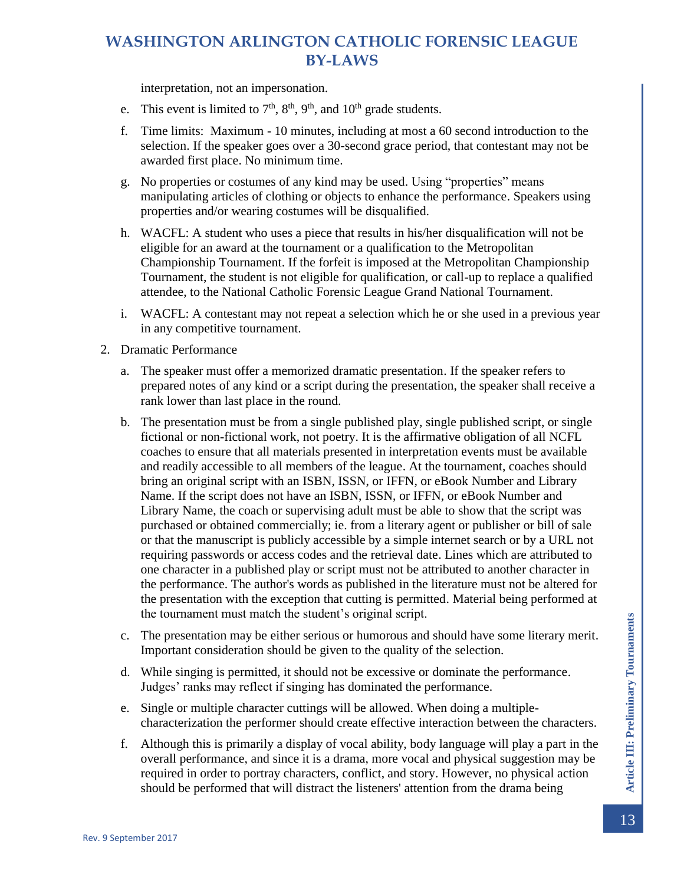interpretation, not an impersonation.

e. This event is limited to 7th, 8th, 9th, and 10th grade students.

f. Time limits: Maximum - 10 minutes, including at most a 60 second introduction to the selection. If the speaker goes over a 30-second grace period, that contestant may not be awarded first place. No minimum time.

g. No properties or costumes of any kind may be used. Using "properties" means manipulating articles of clothing or objects to enhance the performance. Speakers using properties and/or wearing costumes will be disqualified.

h. WACFL: A student who uses a piece that results in his/her disqualification will not be eligible for an award at the tournament or a qualification to the Metropolitan Championship Tournament. If the forfeit is imposed at the Metropolitan Championship Tournament, the student is not eligible for qualification, or call-up to replace a qualified attendee, to the National Catholic Forensic League Grand National Tournament.

i. WACFL: A contestant may not repeat a selection which he or she used in a previous year in any competitive tournament.

2. Dramatic Performance

   a. The speaker must offer a memorized dramatic presentation. If the speaker refers to prepared notes of any kind or a script during the presentation, the speaker shall receive a rank lower than last place in the round.

   b. The presentation must be from a single published play, single published script, or single fictional or non-fictional work, not poetry. It is the affirmative obligation of all NCFL coaches to ensure that all materials presented in interpretation events must be available and readily accessible to all members of the league. At the tournament, coaches should bring an original script with an ISBN, ISSN, or IFFN, or eBook Number and Library Name. If the script does not have an ISBN, ISSN, or IFFN, or eBook Number and Library Name, the coach or supervising adult must be able to show that the script was purchased or obtained commercially; ie. from a literary agent or publisher or bill of sale or that the manuscript is publicly accessible by a simple internet search or by a URL not requiring passwords or access codes and the retrieval date. Lines which are attributed to one character in a published play or script must not be attributed to another character in the performance. The author's words as published in the literature must not be altered for the presentation with the exception that cutting is permitted. Material being performed at the tournament must match the student's original script.

   c. The presentation may be either serious or humorous and should have some literary merit. Important consideration should be given to the quality of the selection.

   d. While singing is permitted, it should not be excessive or dominate the performance. Judges' ranks may reflect if singing has dominated the performance.

   e. Single or multiple character cuttings will be allowed. When doing a multiple-characterization the performer should create effective interaction between the characters.

   f. Although this is primarily a display of vocal ability, body language will play a part in the overall performance, and since it is a drama, more vocal and physical suggestion may be required in order to portray characters, conflict, and story. However, no physical action should be performed that will distract the listeners' attention from the drama being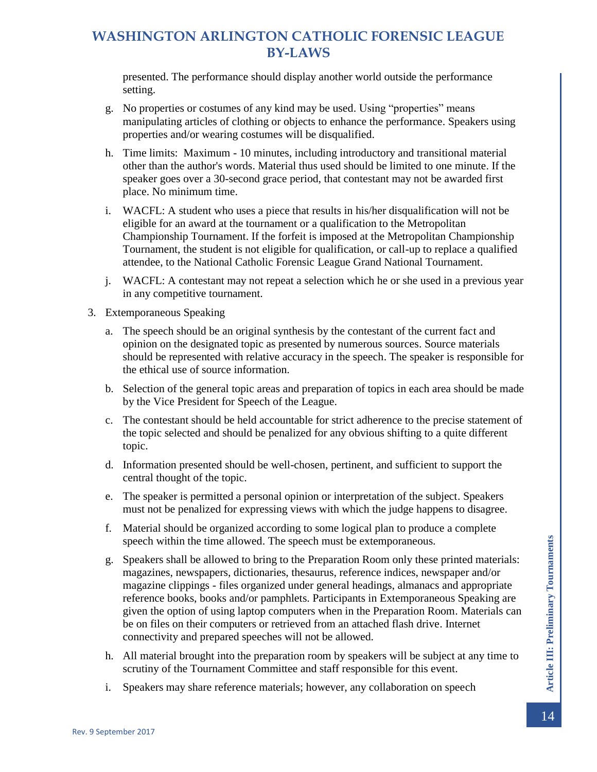presented. The performance should display another world outside the performance setting.

g. No properties or costumes of any kind may be used. Using “properties” means manipulating articles of clothing or objects to enhance the performance. Speakers using properties and/or wearing costumes will be disqualified.

h. Time limits: Maximum - 10 minutes, including introductory and transitional material other than the author's words. Material thus used should be limited to one minute. If the speaker goes over a 30-second grace period, that contestant may not be awarded first place. No minimum time.

i. WACFL: A student who uses a piece that results in his/her disqualification will not be eligible for an award at the tournament or a qualification to the Metropolitan Championship Tournament. If the forfeit is imposed at the Metropolitan Championship Tournament, the student is not eligible for qualification, or call-up to replace a qualified attendee, to the National Catholic Forensic League Grand National Tournament.

j. WACFL: A contestant may not repeat a selection which he or she used in a previous year in any competitive tournament.

3. Extemporaneous Speaking

a. The speech should be an original synthesis by the contestant of the current fact and opinion on the designated topic as presented by numerous sources. Source materials should be represented with relative accuracy in the speech. The speaker is responsible for the ethical use of source information.

b. Selection of the general topic areas and preparation of topics in each area should be made by the Vice President for Speech of the League.

c. The contestant should be held accountable for strict adherence to the precise statement of the topic selected and should be penalized for any obvious shifting to a quite different topic.

d. Information presented should be well-chosen, pertinent, and sufficient to support the central thought of the topic.

e. The speaker is permitted a personal opinion or interpretation of the subject. Speakers must not be penalized for expressing views with which the judge happens to disagree.

f. Material should be organized according to some logical plan to produce a complete speech within the time allowed. The speech must be extemporaneous.

g. Speakers shall be allowed to bring to the Preparation Room only these printed materials: magazines, newspapers, dictionaries, thesaurus, reference indices, newspaper and/or magazine clippings - files organized under general headings, almanacs and appropriate reference books, books and/or pamphlets. Participants in Extemporaneous Speaking are given the option of using laptop computers when in the Preparation Room. Materials can be on files on their computers or retrieved from an attached flash drive. Internet connectivity and prepared speeches will not be allowed.

h. All material brought into the preparation room by speakers will be subject at any time to scrutiny of the Tournament Committee and staff responsible for this event.

i. Speakers may share reference materials; however, any collaboration on speech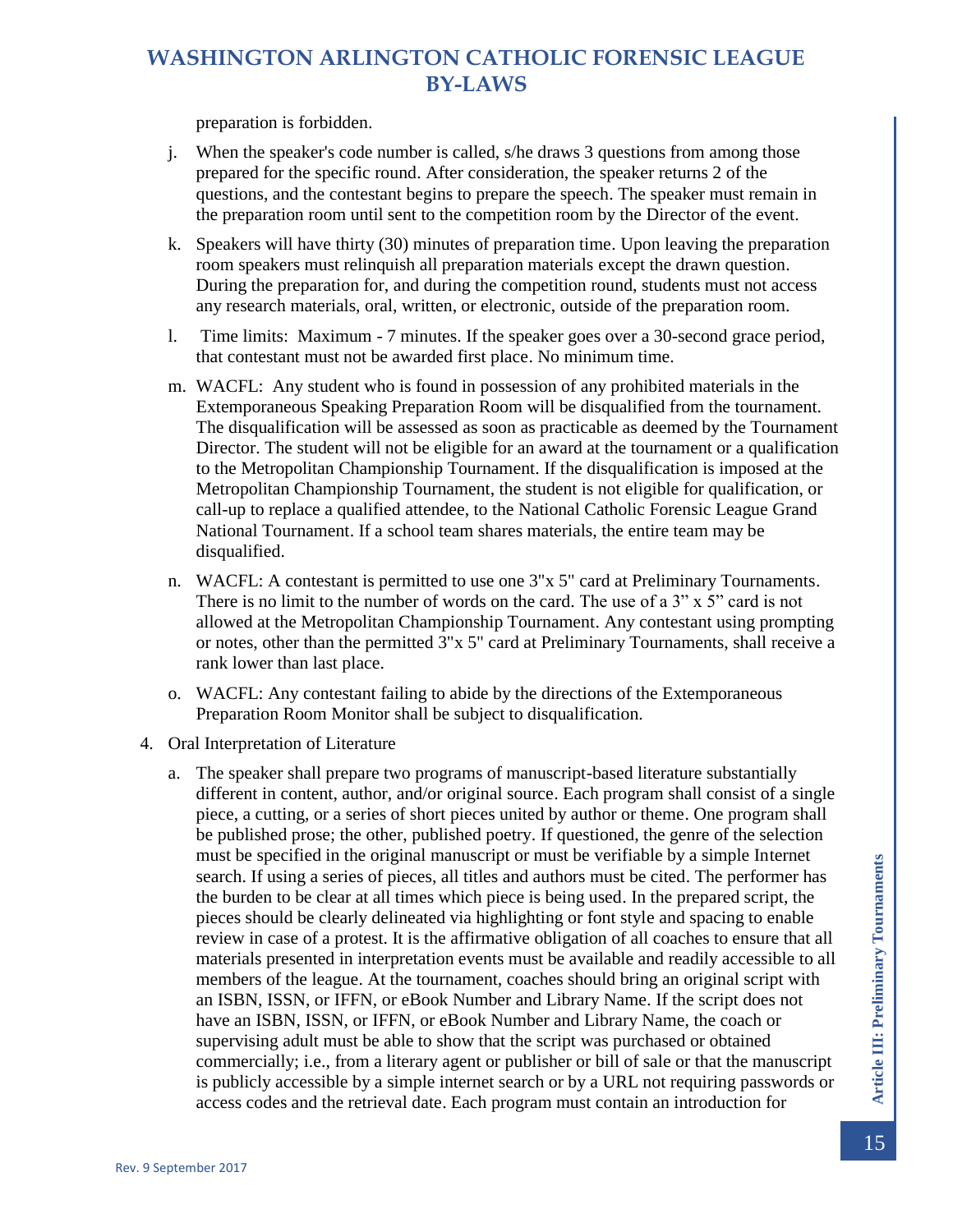preparation is forbidden.

j. When the speaker's code number is called, s/he draws 3 questions from among those prepared for the specific round. After consideration, the speaker returns 2 of the questions, and the contestant begins to prepare the speech. The speaker must remain in the preparation room until sent to the competition room by the Director of the event.

k. Speakers will have thirty (30) minutes of preparation time. Upon leaving the preparation room speakers must relinquish all preparation materials except the drawn question. During the preparation for, and during the competition round, students must not access any research materials, oral, written, or electronic, outside of the preparation room.

l. Time limits: Maximum - 7 minutes. If the speaker goes over a 30-second grace period, that contestant must not be awarded first place. No minimum time.

m. WACFL: Any student who is found in possession of any prohibited materials in the Extemporaneous Speaking Preparation Room will be disqualified from the tournament. The disqualification will be assessed as soon as practicable as deemed by the Tournament Director. The student will not be eligible for an award at the tournament or a qualification to the Metropolitan Championship Tournament. If the disqualification is imposed at the Metropolitan Championship Tournament, the student is not eligible for qualification, or call-up to replace a qualified attendee, to the National Catholic Forensic League Grand National Tournament. If a school team shares materials, the entire team may be disqualified.

n. WACFL: A contestant is permitted to use one 3"x 5" card at Preliminary Tournaments. There is no limit to the number of words on the card. The use of a 3" x 5" card is not allowed at the Metropolitan Championship Tournament. Any contestant using prompting or notes, other than the permitted 3"x 5" card at Preliminary Tournaments, shall receive a rank lower than last place.

o. WACFL: Any contestant failing to abide by the directions of the Extemporaneous Preparation Room Monitor shall be subject to disqualification.

4. Oral Interpretation of Literature

   a. The speaker shall prepare two programs of manuscript-based literature substantially different in content, author, and/or original source. Each program shall consist of a single piece, a cutting, or a series of short pieces united by author or theme. One program shall be published prose; the other, published poetry. If questioned, the genre of the selection must be specified in the original manuscript or must be verifiable by a simple Internet search. If using a series of pieces, all titles and authors must be cited. The performer has the burden to be clear at all times which piece is being used. In the prepared script, the pieces should be clearly delineated via highlighting or font style and spacing to enable review in case of a protest. It is the affirmative obligation of all coaches to ensure that all materials presented in interpretation events must be available and readily accessible to all members of the league. At the tournament, coaches should bring an original script with an ISBN, ISSN, or IFFN, or eBook Number and Library Name. If the script does not have an ISBN, ISSN, or IFFN, or eBook Number and Library Name, the coach or supervising adult must be able to show that the script was purchased or obtained commercially; i.e., from a literary agent or publisher or bill of sale or that the manuscript is publicly accessible by a simple internet search or by a URL not requiring passwords or access codes and the retrieval date. Each program must contain an introduction for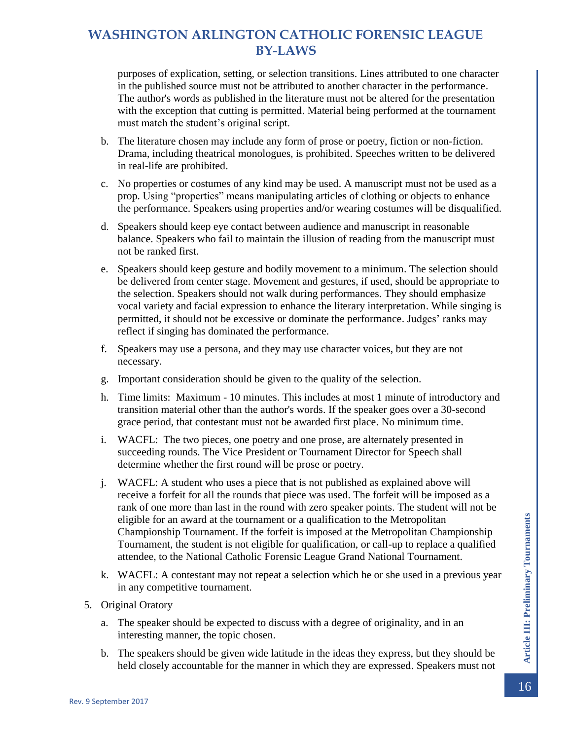purposes of explication, setting, or selection transitions. Lines attributed to one character in the published source must not be attributed to another character in the performance. The author's words as published in the literature must not be altered for the presentation with the exception that cutting is permitted. Material being performed at the tournament must match the student's original script.

b. The literature chosen may include any form of prose or poetry, fiction or non-fiction. Drama, including theatrical monologues, is prohibited. Speeches written to be delivered in real-life are prohibited.

c. No properties or costumes of any kind may be used. A manuscript must not be used as a prop. Using "properties" means manipulating articles of clothing or objects to enhance the performance. Speakers using properties and/or wearing costumes will be disqualified.

d. Speakers should keep eye contact between audience and manuscript in reasonable balance. Speakers who fail to maintain the illusion of reading from the manuscript must not be ranked first.

e. Speakers should keep gesture and bodily movement to a minimum. The selection should be delivered from center stage. Movement and gestures, if used, should be appropriate to the selection. Speakers should not walk during performances. They should emphasize vocal variety and facial expression to enhance the literary interpretation. While singing is permitted, it should not be excessive or dominate the performance. Judges' ranks may reflect if singing has dominated the performance.

f. Speakers may use a persona, and they may use character voices, but they are not necessary.

g. Important consideration should be given to the quality of the selection.

h. Time limits: Maximum - 10 minutes. This includes at most 1 minute of introductory and transition material other than the author's words. If the speaker goes over a 30-second grace period, that contestant must not be awarded first place. No minimum time.

i. WACFL: The two pieces, one poetry and one prose, are alternately presented in succeeding rounds. The Vice President or Tournament Director for Speech shall determine whether the first round will be prose or poetry.

j. WACFL: A student who uses a piece that is not published as explained above will receive a forfeit for all the rounds that piece was used. The forfeit will be imposed as a rank of one more than last in the round with zero speaker points. The student will not be eligible for an award at the tournament or a qualification to the Metropolitan Championship Tournament. If the forfeit is imposed at the Metropolitan Championship Tournament, the student is not eligible for qualification, or call-up to replace a qualified attendee, to the National Catholic Forensic League Grand National Tournament.

k. WACFL: A contestant may not repeat a selection which he or she used in a previous year in any competitive tournament.

5. Original Oratory

   a. The speaker should be expected to discuss with a degree of originality, and in an interesting manner, the topic chosen.

   b. The speakers should be given wide latitude in the ideas they express, but they should be held closely accountable for the manner in which they are expressed. Speakers must not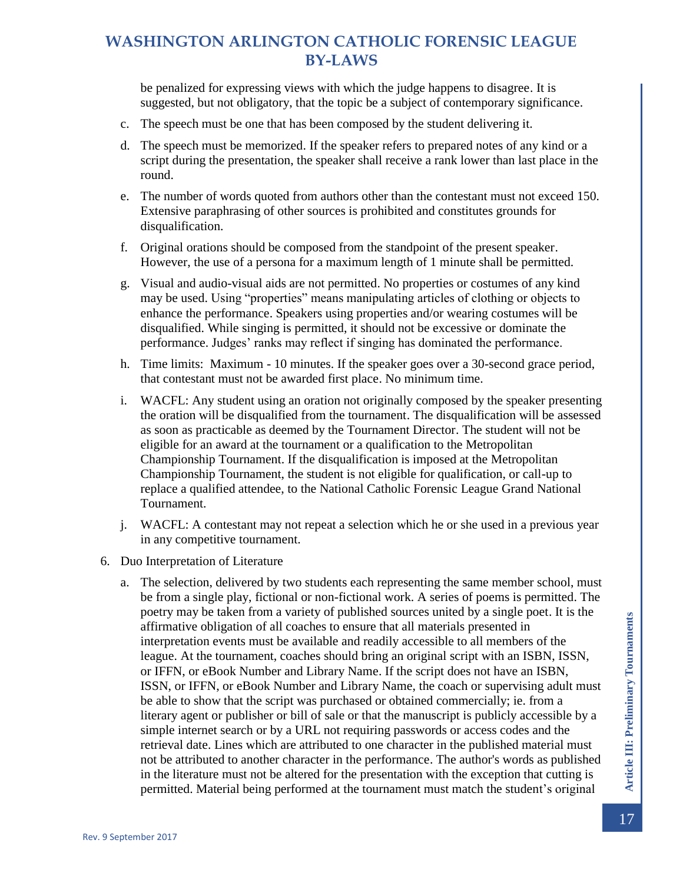be penalized for expressing views with which the judge happens to disagree. It is suggested, but not obligatory, that the topic be a subject of contemporary significance.

c. The speech must be one that has been composed by the student delivering it.

d. The speech must be memorized. If the speaker refers to prepared notes of any kind or a script during the presentation, the speaker shall receive a rank lower than last place in the round.

e. The number of words quoted from authors other than the contestant must not exceed 150. Extensive paraphrasing of other sources is prohibited and constitutes grounds for disqualification.

f. Original orations should be composed from the standpoint of the present speaker. However, the use of a persona for a maximum length of 1 minute shall be permitted.

g. Visual and audio-visual aids are not permitted. No properties or costumes of any kind may be used. Using "properties" means manipulating articles of clothing or objects to enhance the performance. Speakers using properties and/or wearing costumes will be disqualified. While singing is permitted, it should not be excessive or dominate the performance. Judges' ranks may reflect if singing has dominated the performance.

h. Time limits: Maximum - 10 minutes. If the speaker goes over a 30-second grace period, that contestant must not be awarded first place. No minimum time.

i. WACFL: Any student using an oration not originally composed by the speaker presenting the oration will be disqualified from the tournament. The disqualification will be assessed as soon as practicable as deemed by the Tournament Director. The student will not be eligible for an award at the tournament or a qualification to the Metropolitan Championship Tournament. If the disqualification is imposed at the Metropolitan Championship Tournament, the student is not eligible for qualification, or call-up to replace a qualified attendee, to the National Catholic Forensic League Grand National Tournament.

j. WACFL: A contestant may not repeat a selection which he or she used in a previous year in any competitive tournament.

6. Duo Interpretation of Literature

   a. The selection, delivered by two students each representing the same member school, must be from a single play, fictional or non-fictional work. A series of poems is permitted. The poetry may be taken from a variety of published sources united by a single poet. It is the affirmative obligation of all coaches to ensure that all materials presented in interpretation events must be available and readily accessible to all members of the league. At the tournament, coaches should bring an original script with an ISBN, ISSN, or IFFN, or eBook Number and Library Name. If the script does not have an ISBN, ISSN, or IFFN, or eBook Number and Library Name, the coach or supervising adult must be able to show that the script was purchased or obtained commercially; ie. from a literary agent or publisher or bill of sale or that the manuscript is publicly accessible by a simple internet search or by a URL not requiring passwords or access codes and the retrieval date. Lines which are attributed to one character in the published material must not be attributed to another character in the performance. The author's words as published in the literature must not be altered for the presentation with the exception that cutting is permitted. Material being performed at the tournament must match the student's original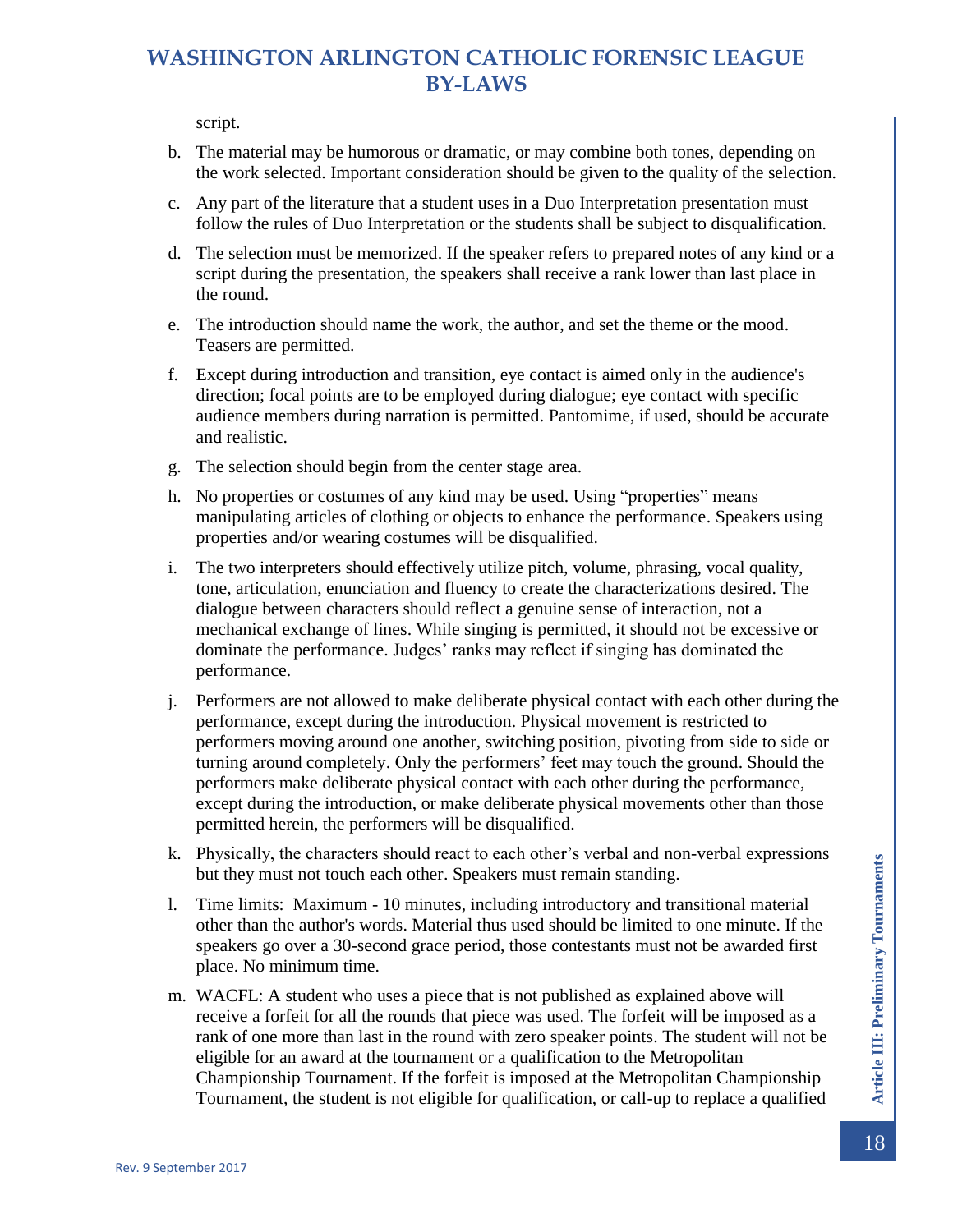script.

b. The material may be humorous or dramatic, or may combine both tones, depending on the work selected. Important consideration should be given to the quality of the selection.

c. Any part of the literature that a student uses in a Duo Interpretation presentation must follow the rules of Duo Interpretation or the students shall be subject to disqualification.

d. The selection must be memorized. If the speaker refers to prepared notes of any kind or a script during the presentation, the speakers shall receive a rank lower than last place in the round.

e. The introduction should name the work, the author, and set the theme or the mood. Teasers are permitted.

f. Except during introduction and transition, eye contact is aimed only in the audience's direction; focal points are to be employed during dialogue; eye contact with specific audience members during narration is permitted. Pantomime, if used, should be accurate and realistic.

g. The selection should begin from the center stage area.

h. No properties or costumes of any kind may be used. Using "properties" means manipulating articles of clothing or objects to enhance the performance. Speakers using properties and/or wearing costumes will be disqualified.

i. The two interpreters should effectively utilize pitch, volume, phrasing, vocal quality, tone, articulation, enunciation and fluency to create the characterizations desired. The dialogue between characters should reflect a genuine sense of interaction, not a mechanical exchange of lines. While singing is permitted, it should not be excessive or dominate the performance. Judges' ranks may reflect if singing has dominated the performance.

j. Performers are not allowed to make deliberate physical contact with each other during the performance, except during the introduction. Physical movement is restricted to performers moving around one another, switching position, pivoting from side to side or turning around completely. Only the performers' feet may touch the ground. Should the performers make deliberate physical contact with each other during the performance, except during the introduction, or make deliberate physical movements other than those permitted herein, the performers will be disqualified.

k. Physically, the characters should react to each other's verbal and non-verbal expressions but they must not touch each other. Speakers must remain standing.

l. Time limits: Maximum - 10 minutes, including introductory and transitional material other than the author's words. Material thus used should be limited to one minute. If the speakers go over a 30-second grace period, those contestants must not be awarded first place. No minimum time.

m. WACFL: A student who uses a piece that is not published as explained above will receive a forfeit for all the rounds that piece was used. The forfeit will be imposed as a rank of one more than last in the round with zero speaker points. The student will not be eligible for an award at the tournament or a qualification to the Metropolitan Championship Tournament. If the forfeit is imposed at the Metropolitan Championship Tournament, the student is not eligible for qualification, or call-up to replace a qualified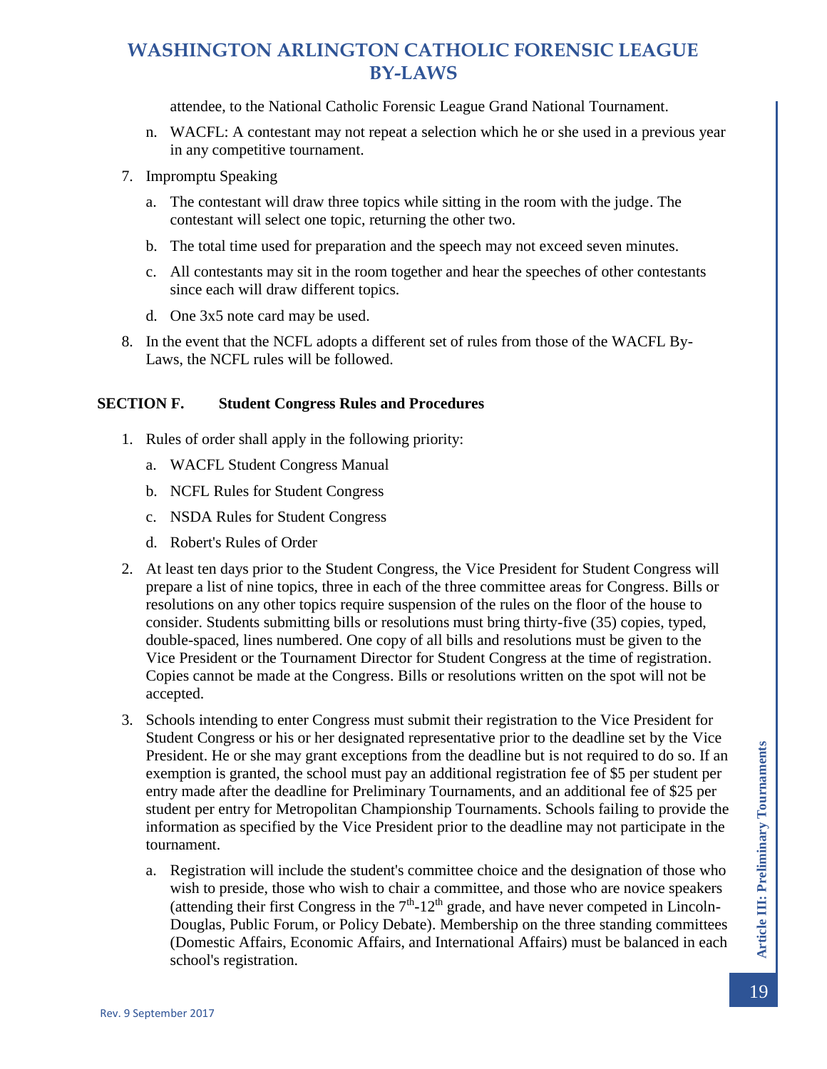attendee, to the National Catholic Forensic League Grand National Tournament.

n. WACFL: A contestant may not repeat a selection which he or she used in a previous year in any competitive tournament.

7. Impromptu Speaking

   a. The contestant will draw three topics while sitting in the room with the judge. The contestant will select one topic, returning the other two.

   b. The total time used for preparation and the speech may not exceed seven minutes.

   c. All contestants may sit in the room together and hear the speeches of other contestants since each will draw different topics.

   d. One 3x5 note card may be used.

8. In the event that the NCFL adopts a different set of rules from those of the WACFL By-Laws, the NCFL rules will be followed.

**SECTION F. Student Congress Rules and Procedures**

1. Rules of order shall apply in the following priority:

   a. WACFL Student Congress Manual

   b. NCFL Rules for Student Congress

   c. NSDA Rules for Student Congress

   d. Robert's Rules of Order

2. At least ten days prior to the Student Congress, the Vice President for Student Congress will prepare a list of nine topics, three in each of the three committee areas for Congress. Bills or resolutions on any other topics require suspension of the rules on the floor of the house to consider. Students submitting bills or resolutions must bring thirty-five (35) copies, typed, double-spaced, lines numbered. One copy of all bills and resolutions must be given to the Vice President or the Tournament Director for Student Congress at the time of registration. Copies cannot be made at the Congress. Bills or resolutions written on the spot will not be accepted.

3. Schools intending to enter Congress must submit their registration to the Vice President for Student Congress or his or her designated representative prior to the deadline set by the Vice President. He or she may grant exceptions from the deadline but is not required to do so. If an exemption is granted, the school must pay an additional registration fee of $5 per student per entry made after the deadline for Preliminary Tournaments, and an additional fee of $25 per student per entry for Metropolitan Championship Tournaments. Schools failing to provide the information as specified by the Vice President prior to the deadline may not participate in the tournament.

   a. Registration will include the student's committee choice and the designation of those who wish to preside, those who wish to chair a committee, and those who are novice speakers (attending their first Congress in the 7th-12th grade, and have never competed in Lincoln-Douglas, Public Forum, or Policy Debate). Membership on the three standing committees (Domestic Affairs, Economic Affairs, and International Affairs) must be balanced in each school's registration.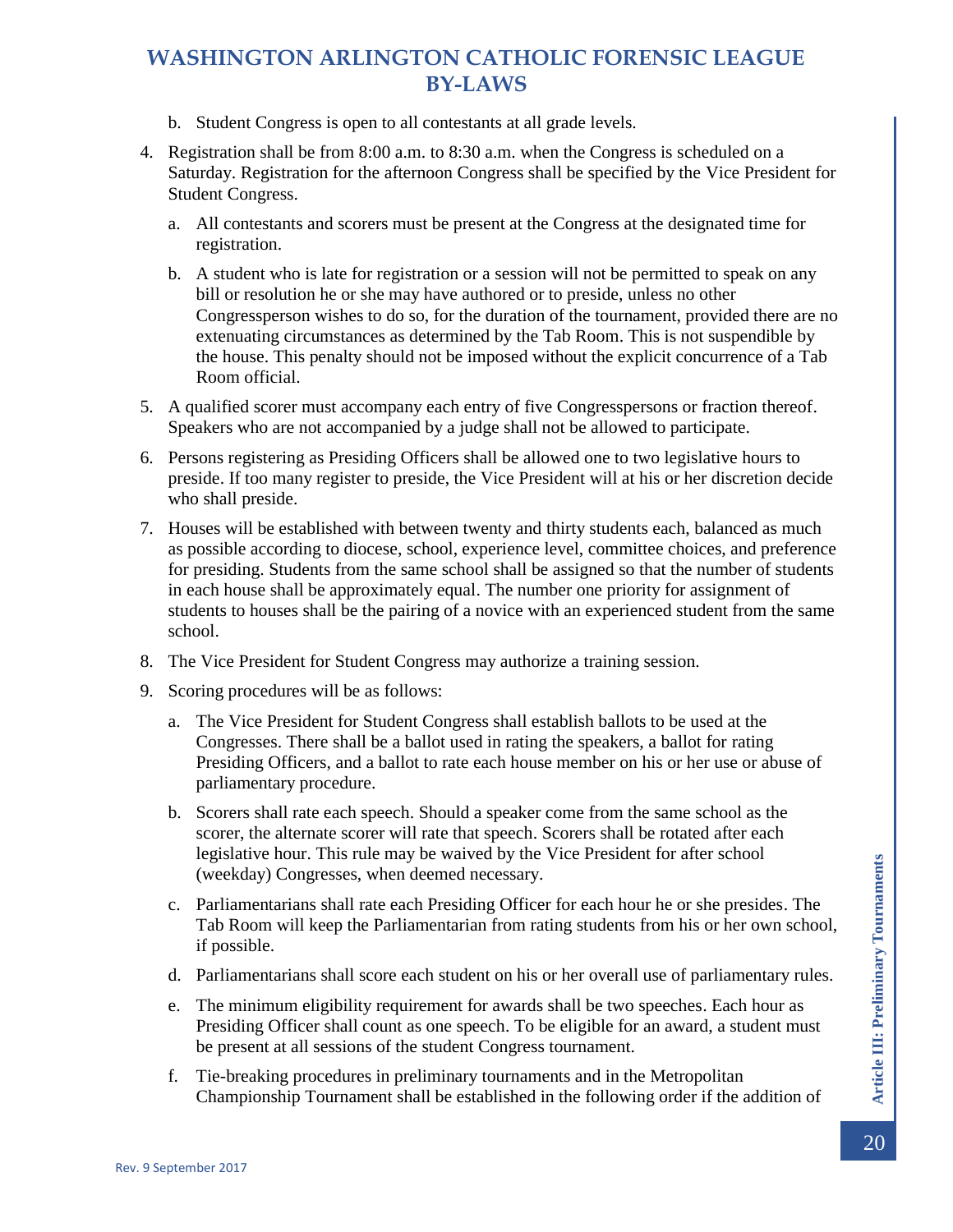b. Student Congress is open to all contestants at all grade levels.

4. Registration shall be from 8:00 a.m. to 8:30 a.m. when the Congress is scheduled on a Saturday. Registration for the afternoon Congress shall be specified by the Vice President for Student Congress.

   a. All contestants and scorers must be present at the Congress at the designated time for registration.

   b. A student who is late for registration or a session will not be permitted to speak on any bill or resolution he or she may have authored or to preside, unless no other Congressperson wishes to do so, for the duration of the tournament, provided there are no extenuating circumstances as determined by the Tab Room. This is not suspendible by the house. This penalty should not be imposed without the explicit concurrence of a Tab Room official.

5. A qualified scorer must accompany each entry of five Congresspersons or fraction thereof. Speakers who are not accompanied by a judge shall not be allowed to participate.

6. Persons registering as Presiding Officers shall be allowed one to two legislative hours to preside. If too many register to preside, the Vice President will at his or her discretion decide who shall preside.

7. Houses will be established with between twenty and thirty students each, balanced as much as possible according to diocese, school, experience level, committee choices, and preference for presiding. Students from the same school shall be assigned so that the number of students in each house shall be approximately equal. The number one priority for assignment of students to houses shall be the pairing of a novice with an experienced student from the same school.

8. The Vice President for Student Congress may authorize a training session.

9. Scoring procedures will be as follows:

   a. The Vice President for Student Congress shall establish ballots to be used at the Congresses. There shall be a ballot used in rating the speakers, a ballot for rating Presiding Officers, and a ballot to rate each house member on his or her use or abuse of parliamentary procedure.

   b. Scorers shall rate each speech. Should a speaker come from the same school as the scorer, the alternate scorer will rate that speech. Scorers shall be rotated after each legislative hour. This rule may be waived by the Vice President for after school (weekday) Congresses, when deemed necessary.

   c. Parliamentarians shall rate each Presiding Officer for each hour he or she presides. The Tab Room will keep the Parliamentarian from rating students from his or her own school, if possible.

   d. Parliamentarians shall score each student on his or her overall use of parliamentary rules.

   e. The minimum eligibility requirement for awards shall be two speeches. Each hour as Presiding Officer shall count as one speech. To be eligible for an award, a student must be present at all sessions of the student Congress tournament.

   f. Tie-breaking procedures in preliminary tournaments and in the Metropolitan Championship Tournament shall be established in the following order if the addition of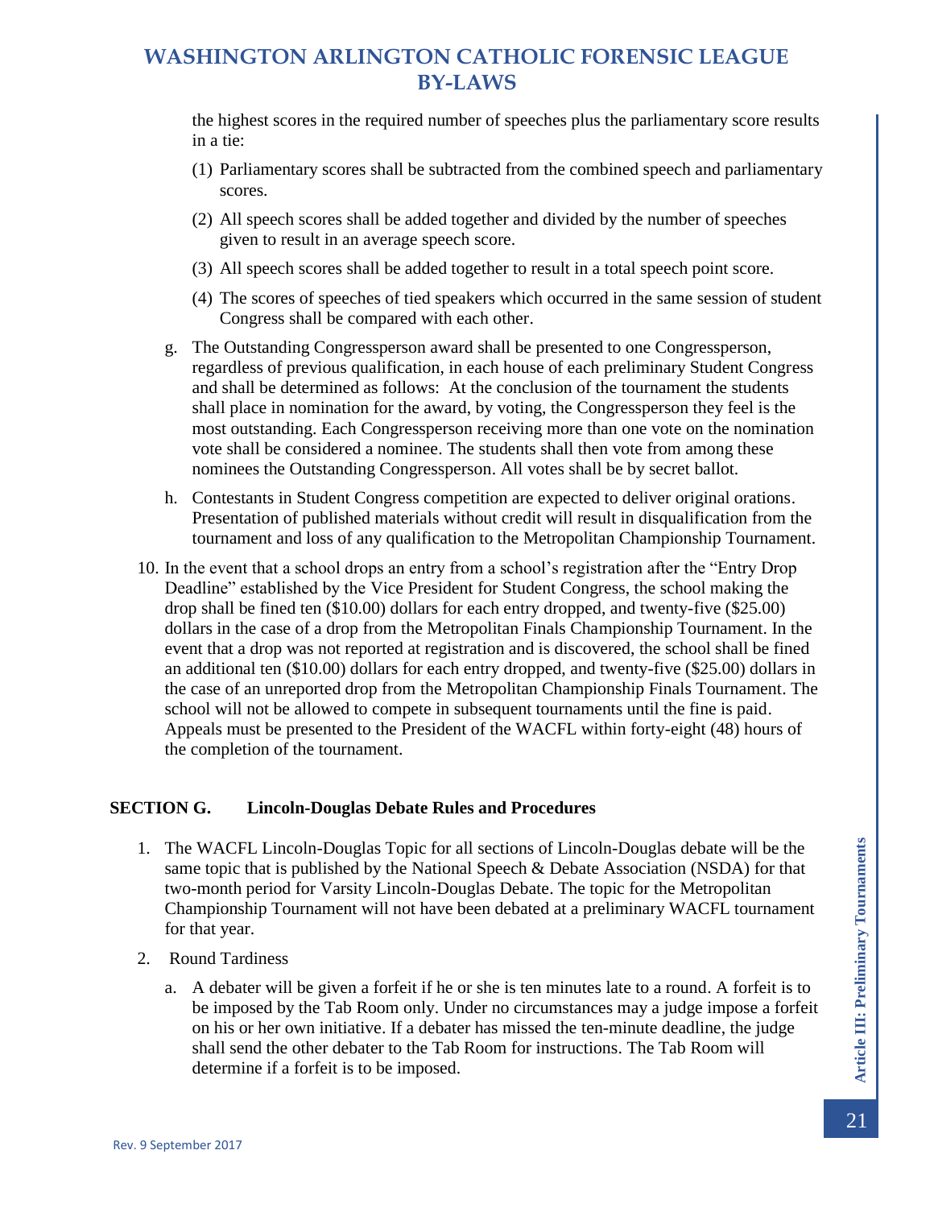the highest scores in the required number of speeches plus the parliamentary score results in a tie:

(1) Parliamentary scores shall be subtracted from the combined speech and parliamentary scores.

(2) All speech scores shall be added together and divided by the number of speeches given to result in an average speech score.

(3) All speech scores shall be added together to result in a total speech point score.

(4) The scores of speeches of tied speakers which occurred in the same session of student Congress shall be compared with each other.

g. The Outstanding Congressperson award shall be presented to one Congressperson, regardless of previous qualification, in each house of each preliminary Student Congress and shall be determined as follows: At the conclusion of the tournament the students shall place in nomination for the award, by voting, the Congressperson they feel is the most outstanding. Each Congressperson receiving more than one vote on the nomination vote shall be considered a nominee. The students shall then vote from among these nominees the Outstanding Congressperson. All votes shall be by secret ballot.

h. Contestants in Student Congress competition are expected to deliver original orations. Presentation of published materials without credit will result in disqualification from the tournament and loss of any qualification to the Metropolitan Championship Tournament.

10. In the event that a school drops an entry from a school's registration after the "Entry Drop Deadline" established by the Vice President for Student Congress, the school making the drop shall be fined ten ($10.00) dollars for each entry dropped, and twenty-five ($25.00) dollars in the case of a drop from the Metropolitan Finals Championship Tournament. In the event that a drop was not reported at registration and is discovered, the school shall be fined an additional ten ($10.00) dollars for each entry dropped, and twenty-five ($25.00) dollars in the case of an unreported drop from the Metropolitan Championship Finals Tournament. The school will not be allowed to compete in subsequent tournaments until the fine is paid. Appeals must be presented to the President of the WACFL within forty-eight (48) hours of the completion of the tournament.

## SECTION G. Lincoln-Douglas Debate Rules and Procedures

1. The WACFL Lincoln-Douglas Topic for all sections of Lincoln-Douglas debate will be the same topic that is published by the National Speech & Debate Association (NSDA) for that two-month period for Varsity Lincoln-Douglas Debate. The topic for the Metropolitan Championship Tournament will not have been debated at a preliminary WACFL tournament for that year.

2. Round Tardiness

a. A debater will be given a forfeit if he or she is ten minutes late to a round. A forfeit is to be imposed by the Tab Room only. Under no circumstances may a judge impose a forfeit on his or her own initiative. If a debater has missed the ten-minute deadline, the judge shall send the other debater to the Tab Room for instructions. The Tab Room will determine if a forfeit is to be imposed.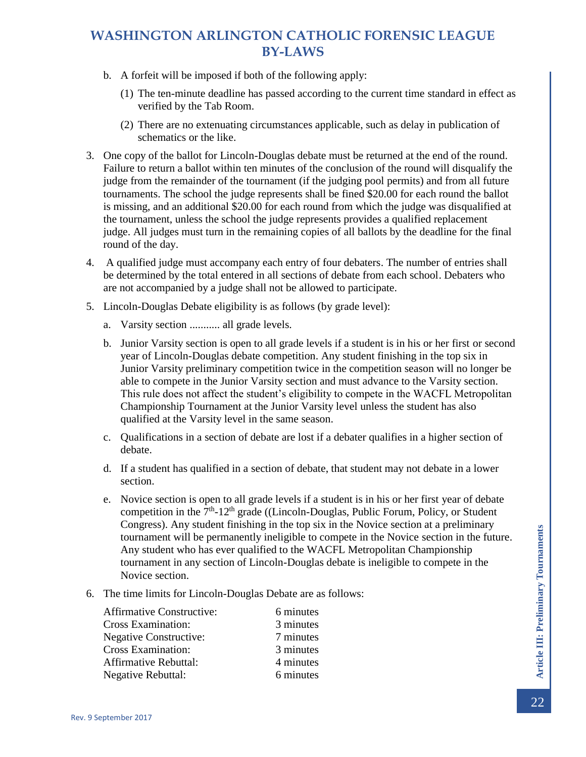b. A forfeit will be imposed if both of the following apply:

   (1) The ten-minute deadline has passed according to the current time standard in effect as verified by the Tab Room.

   (2) There are no extenuating circumstances applicable, such as delay in publication of schematics or the like.

3. One copy of the ballot for Lincoln-Douglas debate must be returned at the end of the round. Failure to return a ballot within ten minutes of the conclusion of the round will disqualify the judge from the remainder of the tournament (if the judging pool permits) and from all future tournaments. The school the judge represents shall be fined $20.00 for each round the ballot is missing, and an additional $20.00 for each round from which the judge was disqualified at the tournament, unless the school the judge represents provides a qualified replacement judge. All judges must turn in the remaining copies of all ballots by the deadline for the final round of the day.

4. A qualified judge must accompany each entry of four debaters. The number of entries shall be determined by the total entered in all sections of debate from each school. Debaters who are not accompanied by a judge shall not be allowed to participate.

5. Lincoln-Douglas Debate eligibility is as follows (by grade level):

   a. Varsity section ........... all grade levels.

   b. Junior Varsity section is open to all grade levels if a student is in his or her first or second year of Lincoln-Douglas debate competition. Any student finishing in the top six in Junior Varsity preliminary competition twice in the competition season will no longer be able to compete in the Junior Varsity section and must advance to the Varsity section. This rule does not affect the student's eligibility to compete in the WACFL Metropolitan Championship Tournament at the Junior Varsity level unless the student has also qualified at the Varsity level in the same season.

   c. Qualifications in a section of debate are lost if a debater qualifies in a higher section of debate.

   d. If a student has qualified in a section of debate, that student may not debate in a lower section.

   e. Novice section is open to all grade levels if a student is in his or her first year of debate competition in the 7th-12th grade ((Lincoln-Douglas, Public Forum, Policy, or Student Congress). Any student finishing in the top six in the Novice section at a preliminary tournament will be permanently ineligible to compete in the Novice section in the future. Any student who has ever qualified to the WACFL Metropolitan Championship tournament in any section of Lincoln-Douglas debate is ineligible to compete in the Novice section.

6. The time limits for Lincoln-Douglas Debate are as follows:

| | |
|---|---|
| Affirmative Constructive: | 6 minutes |
| Cross Examination: | 3 minutes |
| Negative Constructive: | 7 minutes |
| Cross Examination: | 3 minutes |
| Affirmative Rebuttal: | 4 minutes |
| Negative Rebuttal: | 6 minutes |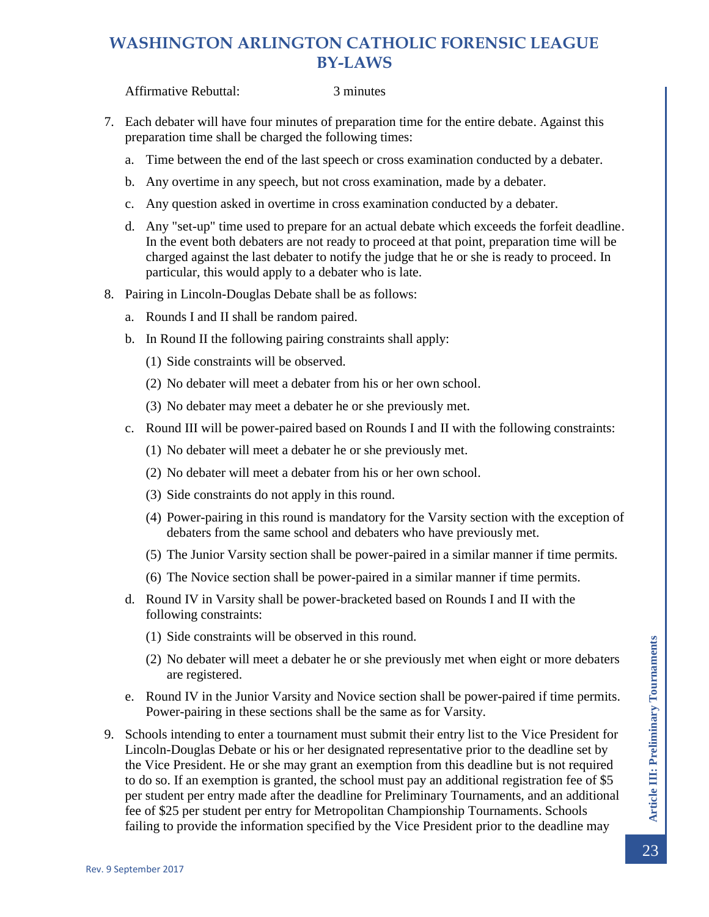Affirmative Rebuttal: 3 minutes

7. Each debater will have four minutes of preparation time for the entire debate. Against this preparation time shall be charged the following times:

   a. Time between the end of the last speech or cross examination conducted by a debater.

   b. Any overtime in any speech, but not cross examination, made by a debater.

   c. Any question asked in overtime in cross examination conducted by a debater.

   d. Any "set-up" time used to prepare for an actual debate which exceeds the forfeit deadline. In the event both debaters are not ready to proceed at that point, preparation time will be charged against the last debater to notify the judge that he or she is ready to proceed. In particular, this would apply to a debater who is late.

8. Pairing in Lincoln-Douglas Debate shall be as follows:

   a. Rounds I and II shall be random paired.

   b. In Round II the following pairing constraints shall apply:

      (1) Side constraints will be observed.

      (2) No debater will meet a debater from his or her own school.

      (3) No debater may meet a debater he or she previously met.

   c. Round III will be power-paired based on Rounds I and II with the following constraints:

      (1) No debater will meet a debater he or she previously met.

      (2) No debater will meet a debater from his or her own school.

      (3) Side constraints do not apply in this round.

      (4) Power-pairing in this round is mandatory for the Varsity section with the exception of debaters from the same school and debaters who have previously met.

      (5) The Junior Varsity section shall be power-paired in a similar manner if time permits.

      (6) The Novice section shall be power-paired in a similar manner if time permits.

   d. Round IV in Varsity shall be power-bracketed based on Rounds I and II with the following constraints:

      (1) Side constraints will be observed in this round.

      (2) No debater will meet a debater he or she previously met when eight or more debaters are registered.

   e. Round IV in the Junior Varsity and Novice section shall be power-paired if time permits. Power-pairing in these sections shall be the same as for Varsity.

9. Schools intending to enter a tournament must submit their entry list to the Vice President for Lincoln-Douglas Debate or his or her designated representative prior to the deadline set by the Vice President. He or she may grant an exemption from this deadline but is not required to do so. If an exemption is granted, the school must pay an additional registration fee of $5 per student per entry made after the deadline for Preliminary Tournaments, and an additional fee of $25 per student per entry for Metropolitan Championship Tournaments. Schools failing to provide the information specified by the Vice President prior to the deadline may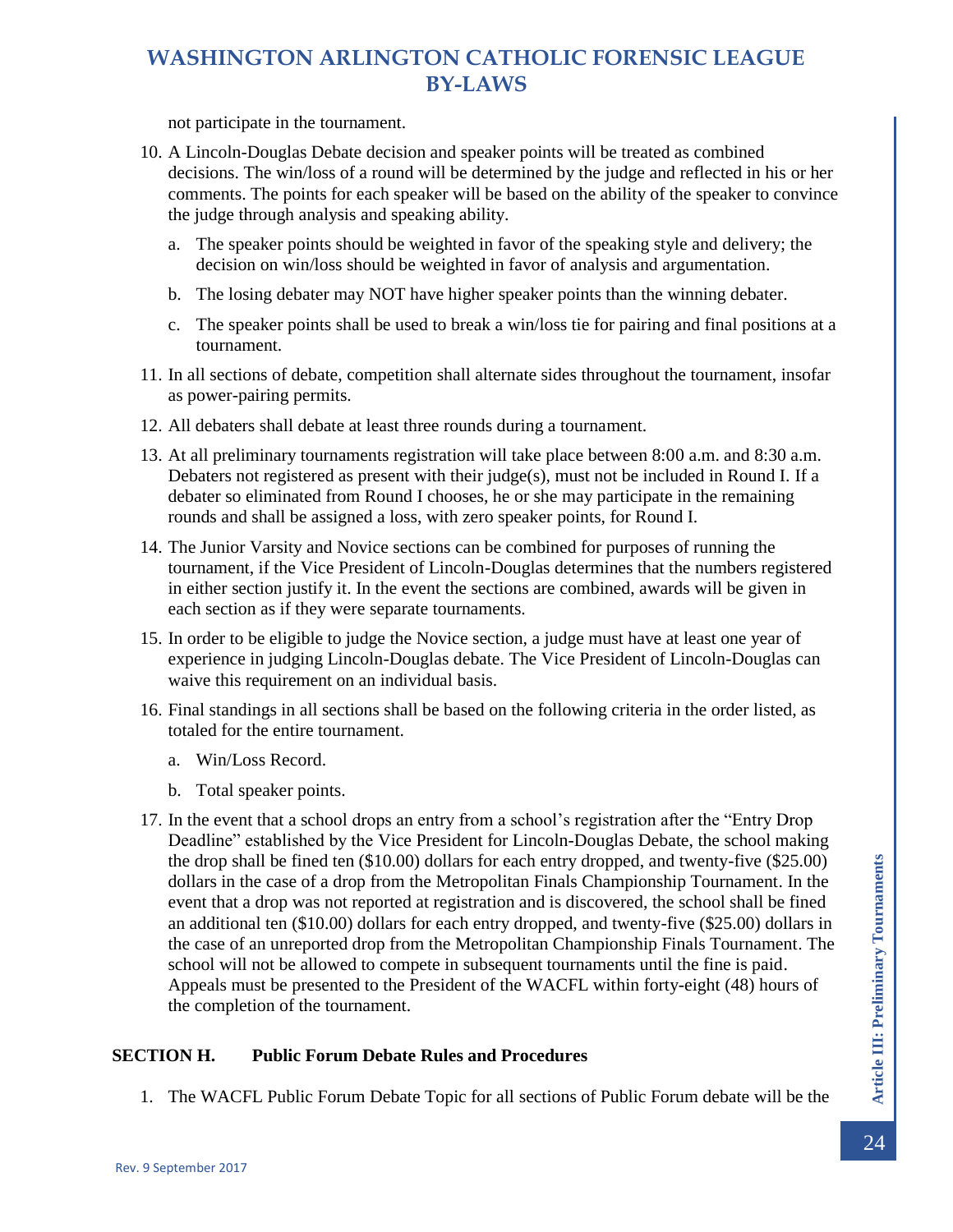not participate in the tournament.

10. A Lincoln-Douglas Debate decision and speaker points will be treated as combined decisions. The win/loss of a round will be determined by the judge and reflected in his or her comments. The points for each speaker will be based on the ability of the speaker to convince the judge through analysis and speaking ability.
    a. The speaker points should be weighted in favor of the speaking style and delivery; the decision on win/loss should be weighted in favor of analysis and argumentation.
    b. The losing debater may NOT have higher speaker points than the winning debater.
    c. The speaker points shall be used to break a win/loss tie for pairing and final positions at a tournament.
11. In all sections of debate, competition shall alternate sides throughout the tournament, insofar as power-pairing permits.
12. All debaters shall debate at least three rounds during a tournament.
13. At all preliminary tournaments registration will take place between 8:00 a.m. and 8:30 a.m. Debaters not registered as present with their judge(s), must not be included in Round I. If a debater so eliminated from Round I chooses, he or she may participate in the remaining rounds and shall be assigned a loss, with zero speaker points, for Round I.
14. The Junior Varsity and Novice sections can be combined for purposes of running the tournament, if the Vice President of Lincoln-Douglas determines that the numbers registered in either section justify it. In the event the sections are combined, awards will be given in each section as if they were separate tournaments.
15. In order to be eligible to judge the Novice section, a judge must have at least one year of experience in judging Lincoln-Douglas debate. The Vice President of Lincoln-Douglas can waive this requirement on an individual basis.
16. Final standings in all sections shall be based on the following criteria in the order listed, as totaled for the entire tournament.
    a. Win/Loss Record.
    b. Total speaker points.
17. In the event that a school drops an entry from a school's registration after the "Entry Drop Deadline" established by the Vice President for Lincoln-Douglas Debate, the school making the drop shall be fined ten ($10.00) dollars for each entry dropped, and twenty-five ($25.00) dollars in the case of a drop from the Metropolitan Finals Championship Tournament. In the event that a drop was not reported at registration and is discovered, the school shall be fined an additional ten ($10.00) dollars for each entry dropped, and twenty-five ($25.00) dollars in the case of an unreported drop from the Metropolitan Championship Finals Tournament. The school will not be allowed to compete in subsequent tournaments until the fine is paid. Appeals must be presented to the President of the WACFL within forty-eight (48) hours of the completion of the tournament.

### SECTION H. Public Forum Debate Rules and Procedures

1. The WACFL Public Forum Debate Topic for all sections of Public Forum debate will be the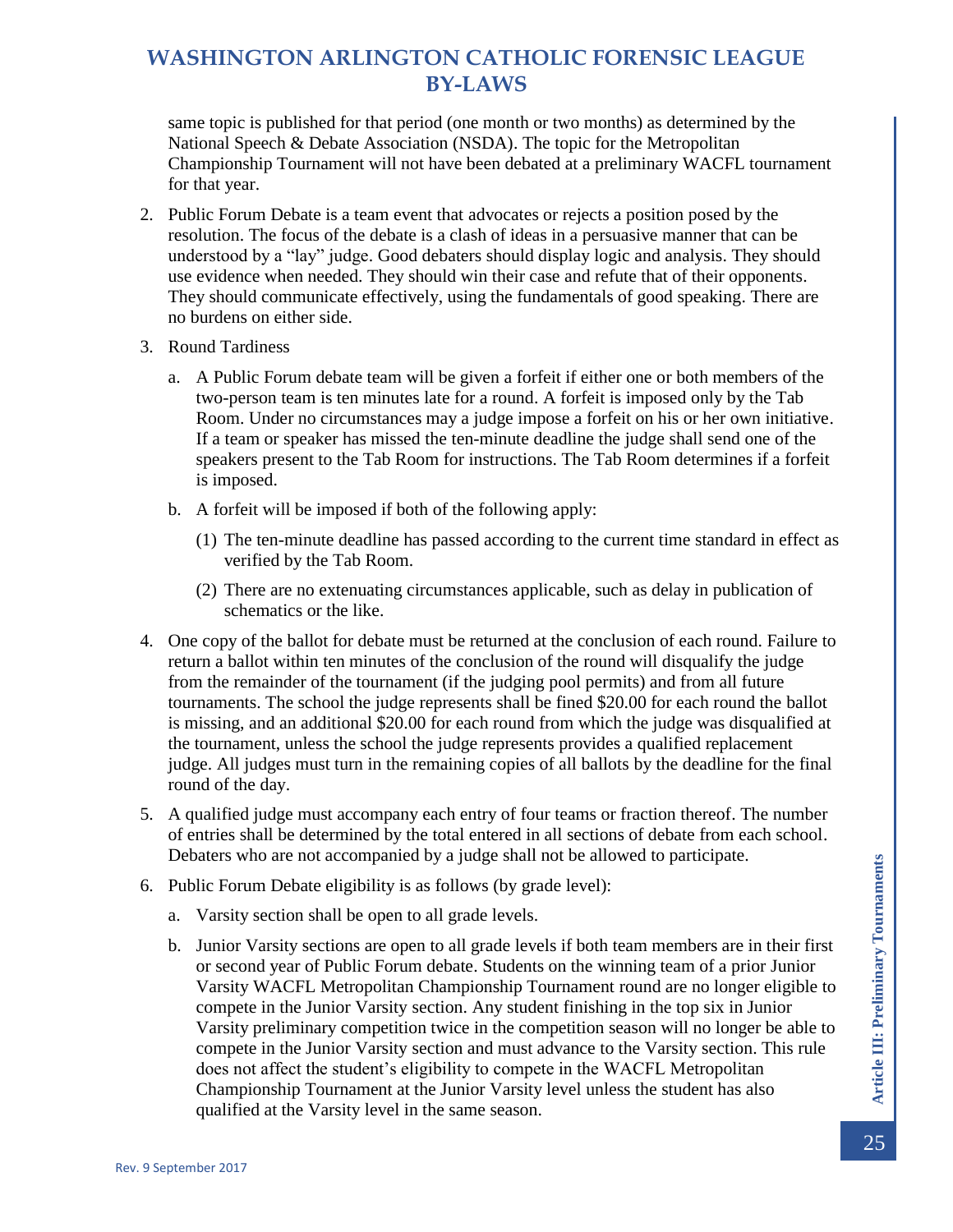same topic is published for that period (one month or two months) as determined by the National Speech & Debate Association (NSDA). The topic for the Metropolitan Championship Tournament will not have been debated at a preliminary WACFL tournament for that year.

2. Public Forum Debate is a team event that advocates or rejects a position posed by the resolution. The focus of the debate is a clash of ideas in a persuasive manner that can be understood by a "lay" judge. Good debaters should display logic and analysis. They should use evidence when needed. They should win their case and refute that of their opponents. They should communicate effectively, using the fundamentals of good speaking. There are no burdens on either side.

3. Round Tardiness

   a. A Public Forum debate team will be given a forfeit if either one or both members of the two-person team is ten minutes late for a round. A forfeit is imposed only by the Tab Room. Under no circumstances may a judge impose a forfeit on his or her own initiative. If a team or speaker has missed the ten-minute deadline the judge shall send one of the speakers present to the Tab Room for instructions. The Tab Room determines if a forfeit is imposed.

   b. A forfeit will be imposed if both of the following apply:

      (1) The ten-minute deadline has passed according to the current time standard in effect as verified by the Tab Room.

      (2) There are no extenuating circumstances applicable, such as delay in publication of schematics or the like.

4. One copy of the ballot for debate must be returned at the conclusion of each round. Failure to return a ballot within ten minutes of the conclusion of the round will disqualify the judge from the remainder of the tournament (if the judging pool permits) and from all future tournaments. The school the judge represents shall be fined $20.00 for each round the ballot is missing, and an additional $20.00 for each round from which the judge was disqualified at the tournament, unless the school the judge represents provides a qualified replacement judge. All judges must turn in the remaining copies of all ballots by the deadline for the final round of the day.

5. A qualified judge must accompany each entry of four teams or fraction thereof. The number of entries shall be determined by the total entered in all sections of debate from each school. Debaters who are not accompanied by a judge shall not be allowed to participate.

6. Public Forum Debate eligibility is as follows (by grade level):

   a. Varsity section shall be open to all grade levels.

   b. Junior Varsity sections are open to all grade levels if both team members are in their first or second year of Public Forum debate. Students on the winning team of a prior Junior Varsity WACFL Metropolitan Championship Tournament round are no longer eligible to compete in the Junior Varsity section. Any student finishing in the top six in Junior Varsity preliminary competition twice in the competition season will no longer be able to compete in the Junior Varsity section and must advance to the Varsity section. This rule does not affect the student's eligibility to compete in the WACFL Metropolitan Championship Tournament at the Junior Varsity level unless the student has also qualified at the Varsity level in the same season.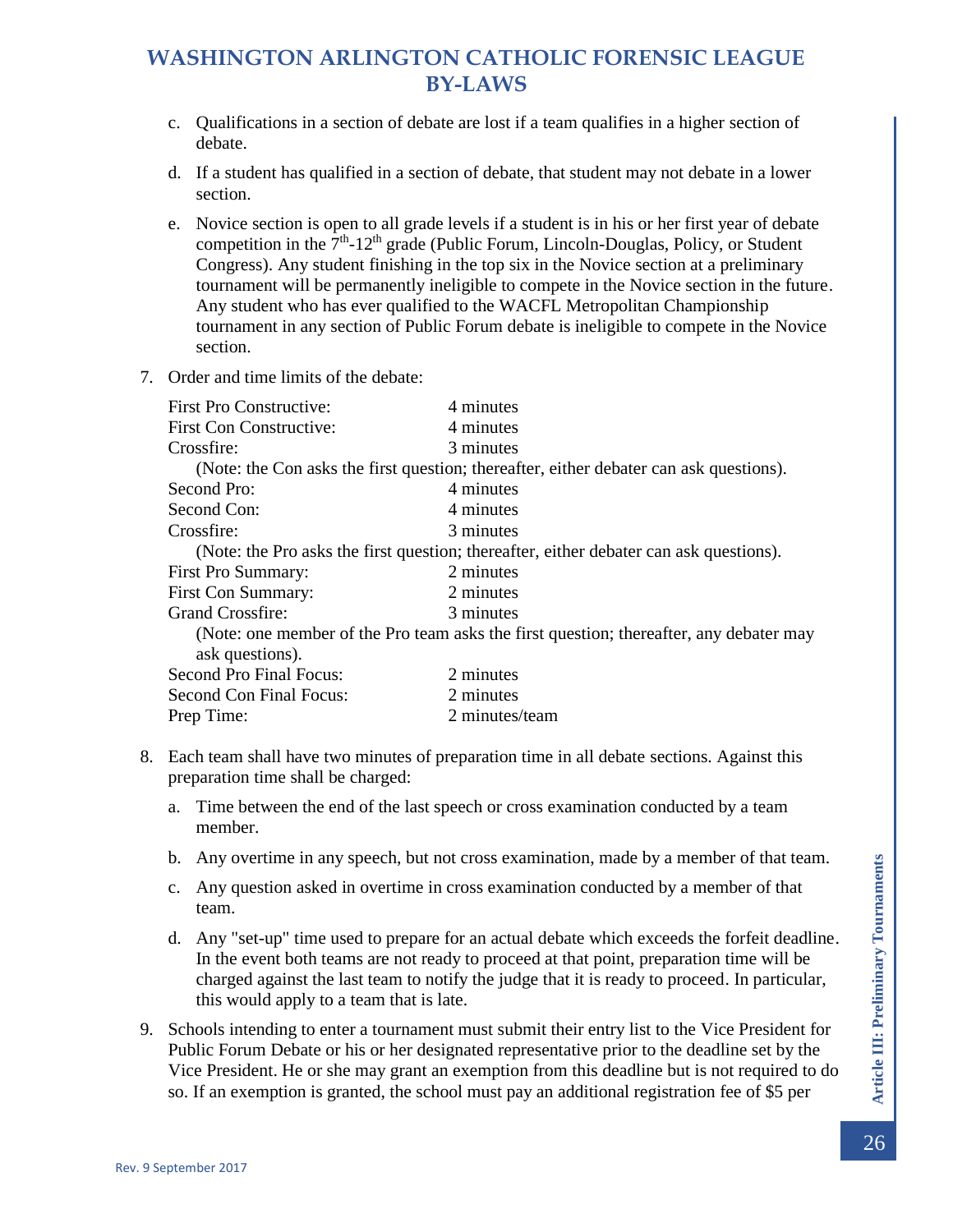c. Qualifications in a section of debate are lost if a team qualifies in a higher section of debate.

d. If a student has qualified in a section of debate, that student may not debate in a lower section.

e. Novice section is open to all grade levels if a student is in his or her first year of debate competition in the 7th-12th grade (Public Forum, Lincoln-Douglas, Policy, or Student Congress). Any student finishing in the top six in the Novice section at a preliminary tournament will be permanently ineligible to compete in the Novice section in the future. Any student who has ever qualified to the WACFL Metropolitan Championship tournament in any section of Public Forum debate is ineligible to compete in the Novice section.

7. Order and time limits of the debate:

| | |
|---|---|
| First Pro Constructive: | 4 minutes |
| First Con Constructive: | 4 minutes |
| Crossfire: | 3 minutes |

(Note: the Con asks the first question; thereafter, either debater can ask questions).

| | |
|---|---|
| Second Pro: | 4 minutes |
| Second Con: | 4 minutes |
| Crossfire: | 3 minutes |

(Note: the Pro asks the first question; thereafter, either debater can ask questions).

| | |
|---|---|
| First Pro Summary: | 2 minutes |
| First Con Summary: | 2 minutes |
| Grand Crossfire: | 3 minutes |

(Note: one member of the Pro team asks the first question; thereafter, any debater may ask questions).

| | |
|---|---|
| Second Pro Final Focus: | 2 minutes |
| Second Con Final Focus: | 2 minutes |
| Prep Time: | 2 minutes/team |

8. Each team shall have two minutes of preparation time in all debate sections. Against this preparation time shall be charged:

   a. Time between the end of the last speech or cross examination conducted by a team member.

   b. Any overtime in any speech, but not cross examination, made by a member of that team.

   c. Any question asked in overtime in cross examination conducted by a member of that team.

   d. Any "set-up" time used to prepare for an actual debate which exceeds the forfeit deadline. In the event both teams are not ready to proceed at that point, preparation time will be charged against the last team to notify the judge that it is ready to proceed. In particular, this would apply to a team that is late.

9. Schools intending to enter a tournament must submit their entry list to the Vice President for Public Forum Debate or his or her designated representative prior to the deadline set by the Vice President. He or she may grant an exemption from this deadline but is not required to do so. If an exemption is granted, the school must pay an additional registration fee of $5 per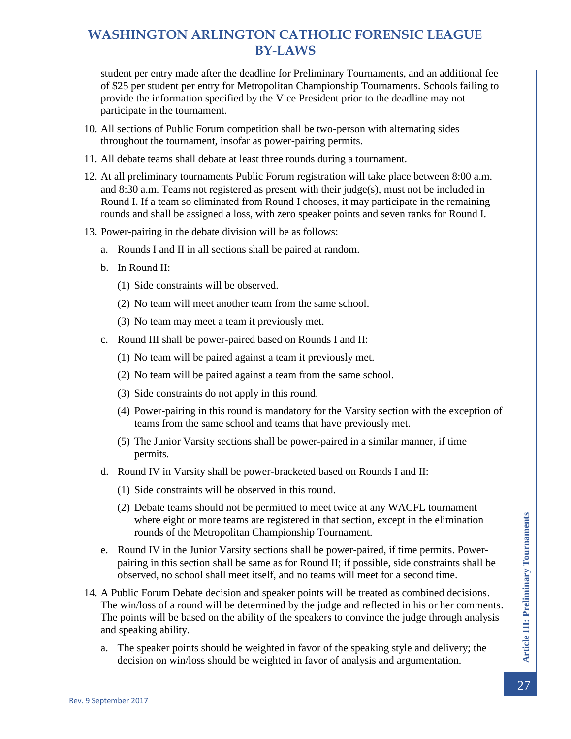student per entry made after the deadline for Preliminary Tournaments, and an additional fee of $25 per student per entry for Metropolitan Championship Tournaments. Schools failing to provide the information specified by the Vice President prior to the deadline may not participate in the tournament.

10. All sections of Public Forum competition shall be two-person with alternating sides throughout the tournament, insofar as power-pairing permits.

11. All debate teams shall debate at least three rounds during a tournament.

12. At all preliminary tournaments Public Forum registration will take place between 8:00 a.m. and 8:30 a.m. Teams not registered as present with their judge(s), must not be included in Round I. If a team so eliminated from Round I chooses, it may participate in the remaining rounds and shall be assigned a loss, with zero speaker points and seven ranks for Round I.

13. Power-pairing in the debate division will be as follows:

    a. Rounds I and II in all sections shall be paired at random.

    b. In Round II:

       (1) Side constraints will be observed.

       (2) No team will meet another team from the same school.

       (3) No team may meet a team it previously met.

    c. Round III shall be power-paired based on Rounds I and II:

       (1) No team will be paired against a team it previously met.

       (2) No team will be paired against a team from the same school.

       (3) Side constraints do not apply in this round.

       (4) Power-pairing in this round is mandatory for the Varsity section with the exception of teams from the same school and teams that have previously met.

       (5) The Junior Varsity sections shall be power-paired in a similar manner, if time permits.

    d. Round IV in Varsity shall be power-bracketed based on Rounds I and II:

       (1) Side constraints will be observed in this round.

       (2) Debate teams should not be permitted to meet twice at any WACFL tournament where eight or more teams are registered in that section, except in the elimination rounds of the Metropolitan Championship Tournament.

    e. Round IV in the Junior Varsity sections shall be power-paired, if time permits. Power-pairing in this section shall be same as for Round II; if possible, side constraints shall be observed, no school shall meet itself, and no teams will meet for a second time.

14. A Public Forum Debate decision and speaker points will be treated as combined decisions. The win/loss of a round will be determined by the judge and reflected in his or her comments. The points will be based on the ability of the speakers to convince the judge through analysis and speaking ability.

    a. The speaker points should be weighted in favor of the speaking style and delivery; the decision on win/loss should be weighted in favor of analysis and argumentation.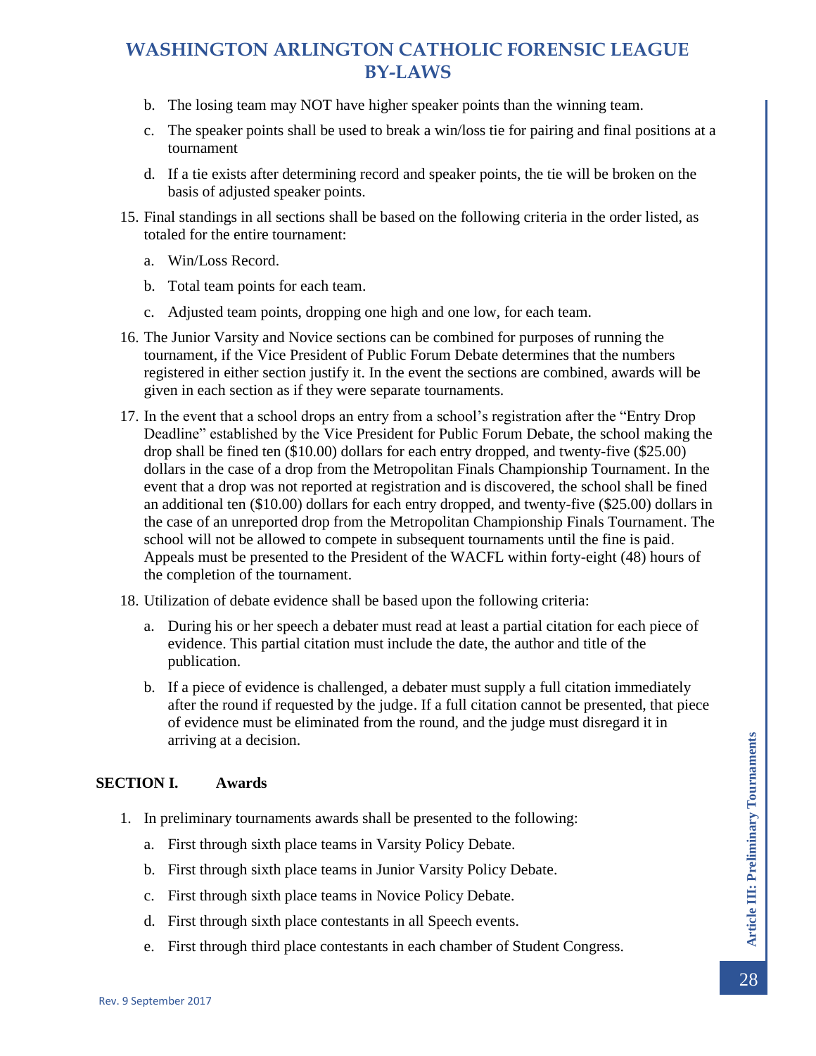b. The losing team may NOT have higher speaker points than the winning team.

c. The speaker points shall be used to break a win/loss tie for pairing and final positions at a tournament

d. If a tie exists after determining record and speaker points, the tie will be broken on the basis of adjusted speaker points.

15. Final standings in all sections shall be based on the following criteria in the order listed, as totaled for the entire tournament:

    a. Win/Loss Record.

    b. Total team points for each team.

    c. Adjusted team points, dropping one high and one low, for each team.

16. The Junior Varsity and Novice sections can be combined for purposes of running the tournament, if the Vice President of Public Forum Debate determines that the numbers registered in either section justify it. In the event the sections are combined, awards will be given in each section as if they were separate tournaments.

17. In the event that a school drops an entry from a school's registration after the "Entry Drop Deadline" established by the Vice President for Public Forum Debate, the school making the drop shall be fined ten ($10.00) dollars for each entry dropped, and twenty-five ($25.00) dollars in the case of a drop from the Metropolitan Finals Championship Tournament. In the event that a drop was not reported at registration and is discovered, the school shall be fined an additional ten ($10.00) dollars for each entry dropped, and twenty-five ($25.00) dollars in the case of an unreported drop from the Metropolitan Championship Finals Tournament. The school will not be allowed to compete in subsequent tournaments until the fine is paid. Appeals must be presented to the President of the WACFL within forty-eight (48) hours of the completion of the tournament.

18. Utilization of debate evidence shall be based upon the following criteria:

    a. During his or her speech a debater must read at least a partial citation for each piece of evidence. This partial citation must include the date, the author and title of the publication.

    b. If a piece of evidence is challenged, a debater must supply a full citation immediately after the round if requested by the judge. If a full citation cannot be presented, that piece of evidence must be eliminated from the round, and the judge must disregard it in arriving at a decision.

## SECTION I. Awards

1. In preliminary tournaments awards shall be presented to the following:

    a. First through sixth place teams in Varsity Policy Debate.

    b. First through sixth place teams in Junior Varsity Policy Debate.

    c. First through sixth place teams in Novice Policy Debate.

    d. First through sixth place contestants in all Speech events.

    e. First through third place contestants in each chamber of Student Congress.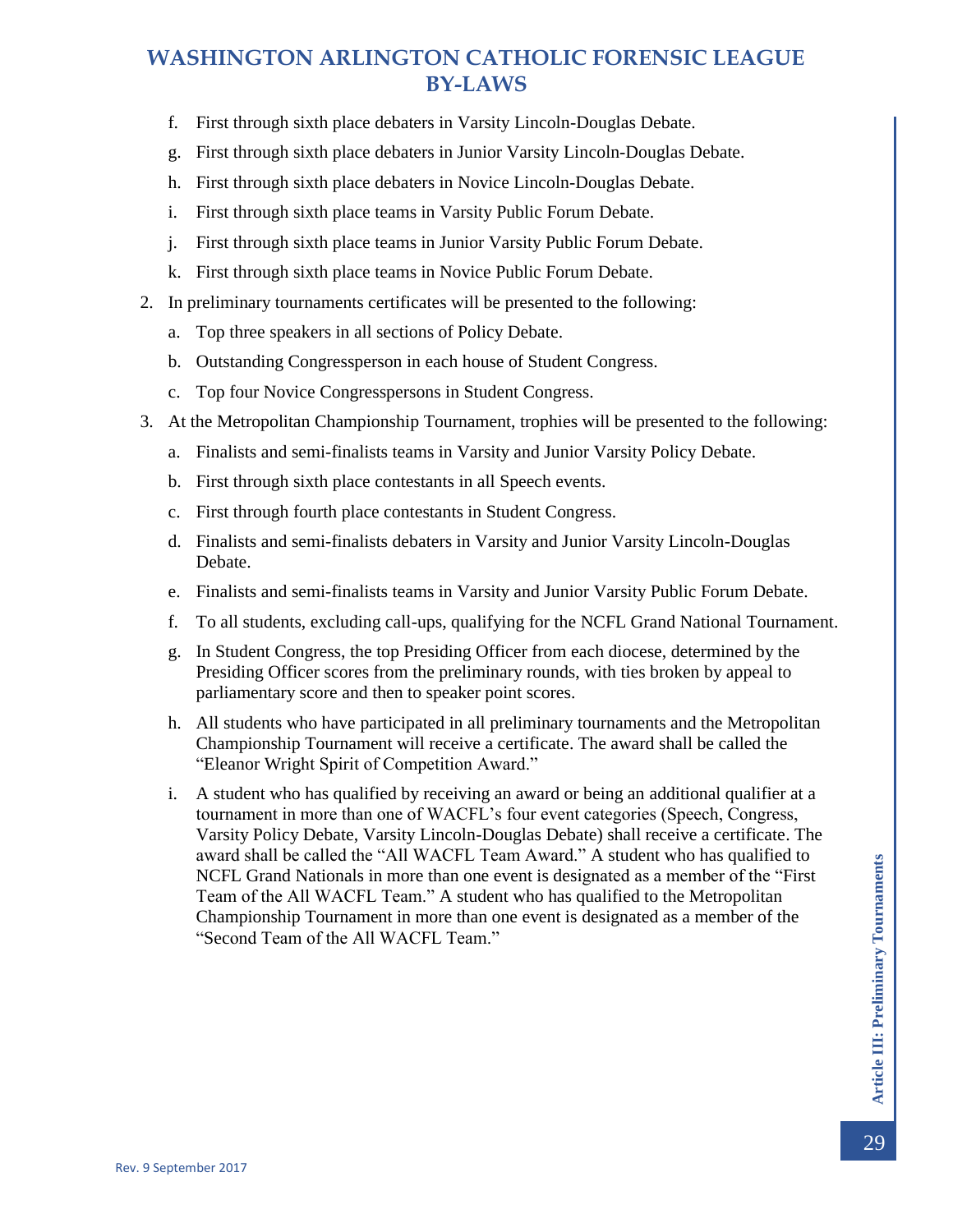f. First through sixth place debaters in Varsity Lincoln-Douglas Debate.

g. First through sixth place debaters in Junior Varsity Lincoln-Douglas Debate.

h. First through sixth place debaters in Novice Lincoln-Douglas Debate.

i. First through sixth place teams in Varsity Public Forum Debate.

j. First through sixth place teams in Junior Varsity Public Forum Debate.

k. First through sixth place teams in Novice Public Forum Debate.

2. In preliminary tournaments certificates will be presented to the following:

   a. Top three speakers in all sections of Policy Debate.

   b. Outstanding Congressperson in each house of Student Congress.

   c. Top four Novice Congresspersons in Student Congress.

3. At the Metropolitan Championship Tournament, trophies will be presented to the following:

   a. Finalists and semi-finalists teams in Varsity and Junior Varsity Policy Debate.

   b. First through sixth place contestants in all Speech events.

   c. First through fourth place contestants in Student Congress.

   d. Finalists and semi-finalists debaters in Varsity and Junior Varsity Lincoln-Douglas Debate.

   e. Finalists and semi-finalists teams in Varsity and Junior Varsity Public Forum Debate.

   f. To all students, excluding call-ups, qualifying for the NCFL Grand National Tournament.

   g. In Student Congress, the top Presiding Officer from each diocese, determined by the Presiding Officer scores from the preliminary rounds, with ties broken by appeal to parliamentary score and then to speaker point scores.

   h. All students who have participated in all preliminary tournaments and the Metropolitan Championship Tournament will receive a certificate. The award shall be called the "Eleanor Wright Spirit of Competition Award."

   i. A student who has qualified by receiving an award or being an additional qualifier at a tournament in more than one of WACFL's four event categories (Speech, Congress, Varsity Policy Debate, Varsity Lincoln-Douglas Debate) shall receive a certificate. The award shall be called the "All WACFL Team Award." A student who has qualified to NCFL Grand Nationals in more than one event is designated as a member of the "First Team of the All WACFL Team." A student who has qualified to the Metropolitan Championship Tournament in more than one event is designated as a member of the "Second Team of the All WACFL Team."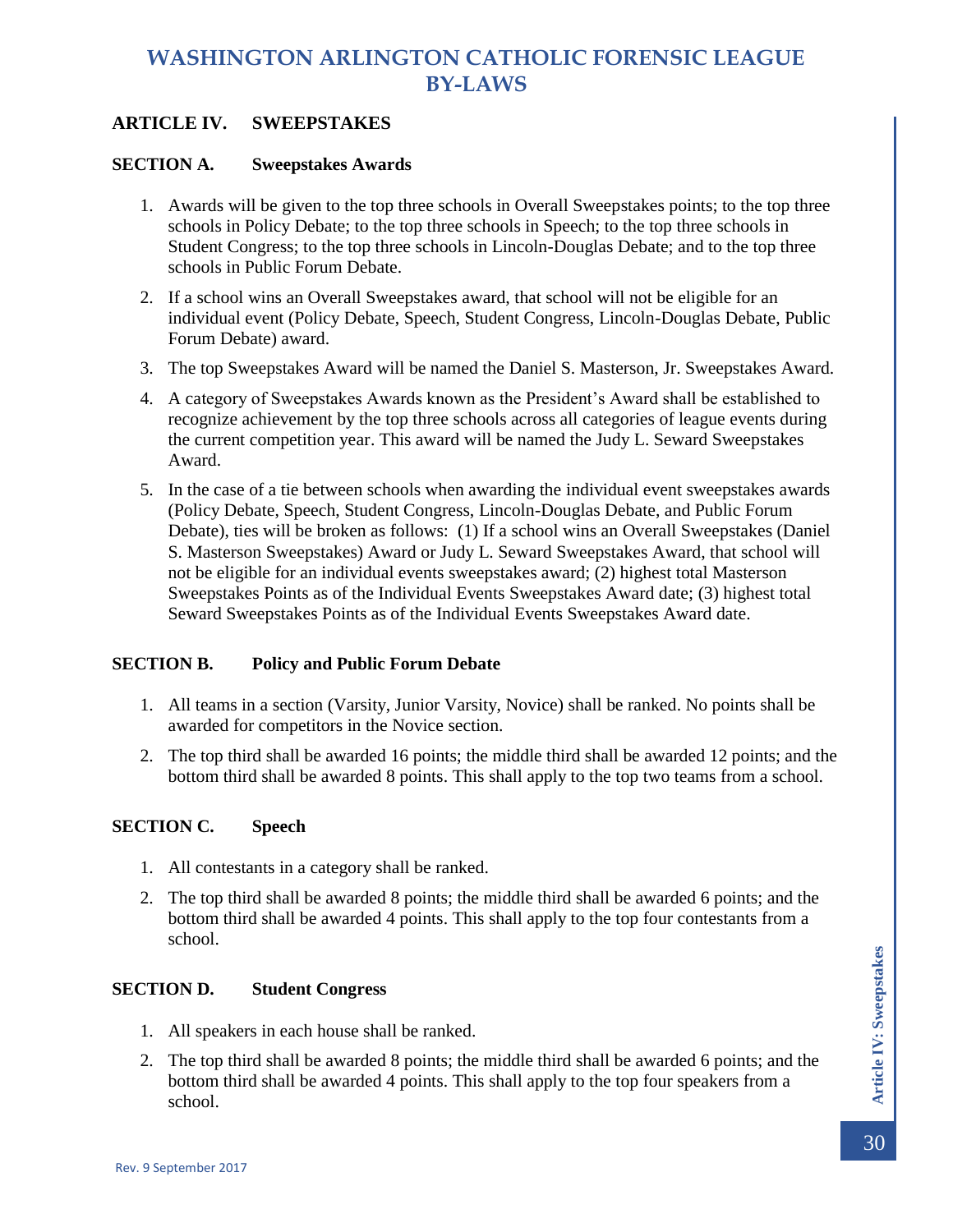# WASHINGTON ARLINGTON CATHOLIC FORENSIC LEAGUE BY-LAWS

## ARTICLE IV. SWEEPSTAKES

### SECTION A. Sweepstakes Awards

1. Awards will be given to the top three schools in Overall Sweepstakes points; to the top three schools in Policy Debate; to the top three schools in Speech; to the top three schools in Student Congress; to the top three schools in Lincoln-Douglas Debate; and to the top three schools in Public Forum Debate.
2. If a school wins an Overall Sweepstakes award, that school will not be eligible for an individual event (Policy Debate, Speech, Student Congress, Lincoln-Douglas Debate, Public Forum Debate) award.
3. The top Sweepstakes Award will be named the Daniel S. Masterson, Jr. Sweepstakes Award.
4. A category of Sweepstakes Awards known as the President's Award shall be established to recognize achievement by the top three schools across all categories of league events during the current competition year. This award will be named the Judy L. Seward Sweepstakes Award.
5. In the case of a tie between schools when awarding the individual event sweepstakes awards (Policy Debate, Speech, Student Congress, Lincoln-Douglas Debate, and Public Forum Debate), ties will be broken as follows: (1) If a school wins an Overall Sweepstakes (Daniel S. Masterson Sweepstakes) Award or Judy L. Seward Sweepstakes Award, that school will not be eligible for an individual events sweepstakes award; (2) highest total Masterson Sweepstakes Points as of the Individual Events Sweepstakes Award date; (3) highest total Seward Sweepstakes Points as of the Individual Events Sweepstakes Award date.

### SECTION B. Policy and Public Forum Debate

1. All teams in a section (Varsity, Junior Varsity, Novice) shall be ranked. No points shall be awarded for competitors in the Novice section.
2. The top third shall be awarded 16 points; the middle third shall be awarded 12 points; and the bottom third shall be awarded 8 points. This shall apply to the top two teams from a school.

### SECTION C. Speech

1. All contestants in a category shall be ranked.
2. The top third shall be awarded 8 points; the middle third shall be awarded 6 points; and the bottom third shall be awarded 4 points. This shall apply to the top four contestants from a school.

### SECTION D. Student Congress

1. All speakers in each house shall be ranked.
2. The top third shall be awarded 8 points; the middle third shall be awarded 6 points; and the bottom third shall be awarded 4 points. This shall apply to the top four speakers from a school.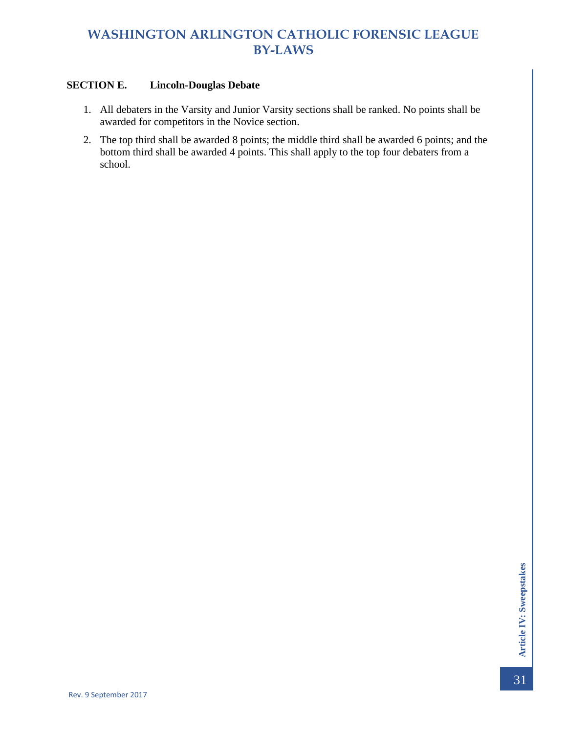**SECTION E. Lincoln-Douglas Debate**

1. All debaters in the Varsity and Junior Varsity sections shall be ranked. No points shall be awarded for competitors in the Novice section.
2. The top third shall be awarded 8 points; the middle third shall be awarded 6 points; and the bottom third shall be awarded 4 points. This shall apply to the top four debaters from a school.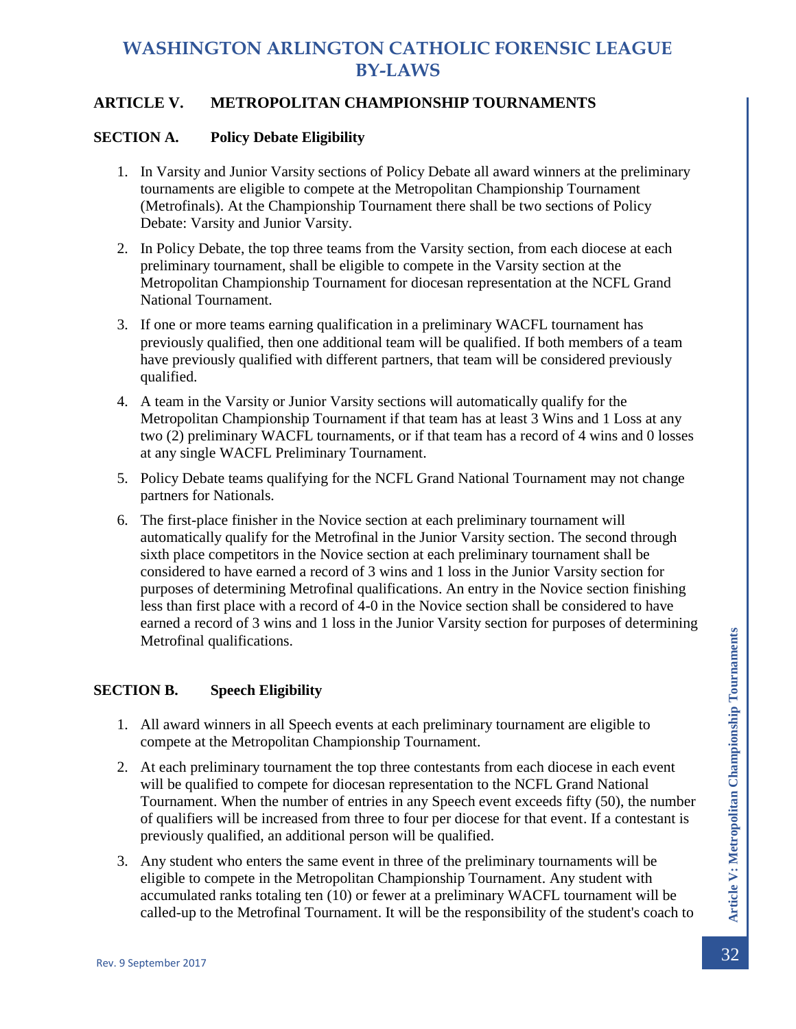# WASHINGTON ARLINGTON CATHOLIC FORENSIC LEAGUE BY-LAWS

## ARTICLE V. METROPOLITAN CHAMPIONSHIP TOURNAMENTS

### SECTION A. Policy Debate Eligibility

1. In Varsity and Junior Varsity sections of Policy Debate all award winners at the preliminary tournaments are eligible to compete at the Metropolitan Championship Tournament (Metrofinals). At the Championship Tournament there shall be two sections of Policy Debate: Varsity and Junior Varsity.
2. In Policy Debate, the top three teams from the Varsity section, from each diocese at each preliminary tournament, shall be eligible to compete in the Varsity section at the Metropolitan Championship Tournament for diocesan representation at the NCFL Grand National Tournament.
3. If one or more teams earning qualification in a preliminary WACFL tournament has previously qualified, then one additional team will be qualified. If both members of a team have previously qualified with different partners, that team will be considered previously qualified.
4. A team in the Varsity or Junior Varsity sections will automatically qualify for the Metropolitan Championship Tournament if that team has at least 3 Wins and 1 Loss at any two (2) preliminary WACFL tournaments, or if that team has a record of 4 wins and 0 losses at any single WACFL Preliminary Tournament.
5. Policy Debate teams qualifying for the NCFL Grand National Tournament may not change partners for Nationals.
6. The first-place finisher in the Novice section at each preliminary tournament will automatically qualify for the Metrofinal in the Junior Varsity section. The second through sixth place competitors in the Novice section at each preliminary tournament shall be considered to have earned a record of 3 wins and 1 loss in the Junior Varsity section for purposes of determining Metrofinal qualifications. An entry in the Novice section finishing less than first place with a record of 4-0 in the Novice section shall be considered to have earned a record of 3 wins and 1 loss in the Junior Varsity section for purposes of determining Metrofinal qualifications.

### SECTION B. Speech Eligibility

1. All award winners in all Speech events at each preliminary tournament are eligible to compete at the Metropolitan Championship Tournament.
2. At each preliminary tournament the top three contestants from each diocese in each event will be qualified to compete for diocesan representation to the NCFL Grand National Tournament. When the number of entries in any Speech event exceeds fifty (50), the number of qualifiers will be increased from three to four per diocese for that event. If a contestant is previously qualified, an additional person will be qualified.
3. Any student who enters the same event in three of the preliminary tournaments will be eligible to compete in the Metropolitan Championship Tournament. Any student with accumulated ranks totaling ten (10) or fewer at a preliminary WACFL tournament will be called-up to the Metrofinal Tournament. It will be the responsibility of the student's coach to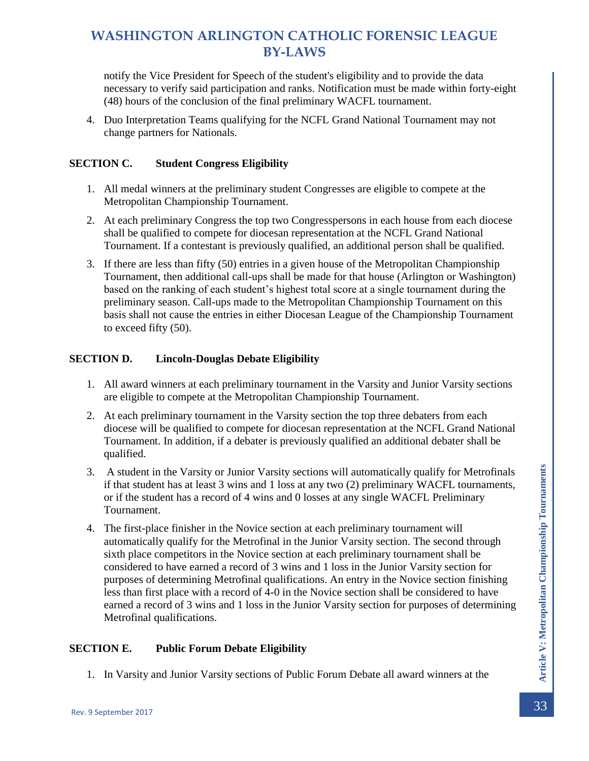notify the Vice President for Speech of the student's eligibility and to provide the data necessary to verify said participation and ranks. Notification must be made within forty-eight (48) hours of the conclusion of the final preliminary WACFL tournament.

4. Duo Interpretation Teams qualifying for the NCFL Grand National Tournament may not change partners for Nationals.

### SECTION C. Student Congress Eligibility

1. All medal winners at the preliminary student Congresses are eligible to compete at the Metropolitan Championship Tournament.

2. At each preliminary Congress the top two Congresspersons in each house from each diocese shall be qualified to compete for diocesan representation at the NCFL Grand National Tournament. If a contestant is previously qualified, an additional person shall be qualified.

3. If there are less than fifty (50) entries in a given house of the Metropolitan Championship Tournament, then additional call-ups shall be made for that house (Arlington or Washington) based on the ranking of each student's highest total score at a single tournament during the preliminary season. Call-ups made to the Metropolitan Championship Tournament on this basis shall not cause the entries in either Diocesan League of the Championship Tournament to exceed fifty (50).

### SECTION D. Lincoln-Douglas Debate Eligibility

1. All award winners at each preliminary tournament in the Varsity and Junior Varsity sections are eligible to compete at the Metropolitan Championship Tournament.

2. At each preliminary tournament in the Varsity section the top three debaters from each diocese will be qualified to compete for diocesan representation at the NCFL Grand National Tournament. In addition, if a debater is previously qualified an additional debater shall be qualified.

3. A student in the Varsity or Junior Varsity sections will automatically qualify for Metrofinals if that student has at least 3 wins and 1 loss at any two (2) preliminary WACFL tournaments, or if the student has a record of 4 wins and 0 losses at any single WACFL Preliminary Tournament.

4. The first-place finisher in the Novice section at each preliminary tournament will automatically qualify for the Metrofinal in the Junior Varsity section. The second through sixth place competitors in the Novice section at each preliminary tournament shall be considered to have earned a record of 3 wins and 1 loss in the Junior Varsity section for purposes of determining Metrofinal qualifications. An entry in the Novice section finishing less than first place with a record of 4-0 in the Novice section shall be considered to have earned a record of 3 wins and 1 loss in the Junior Varsity section for purposes of determining Metrofinal qualifications.

### SECTION E. Public Forum Debate Eligibility

1. In Varsity and Junior Varsity sections of Public Forum Debate all award winners at the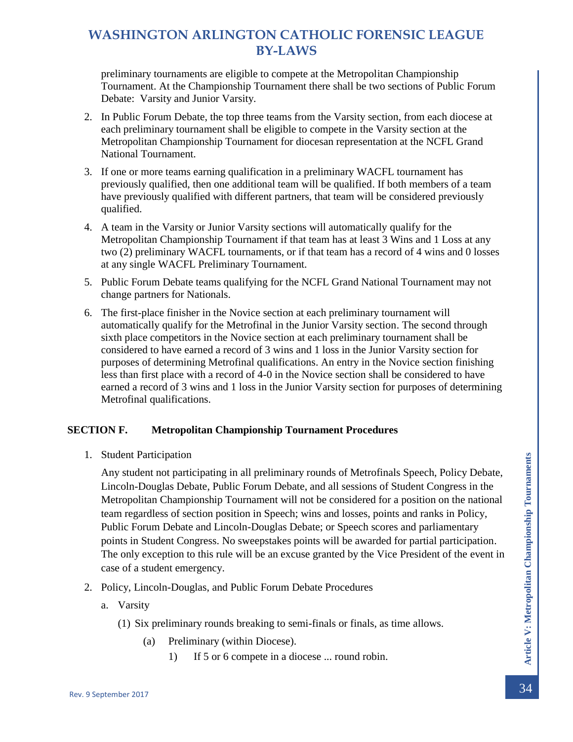preliminary tournaments are eligible to compete at the Metropolitan Championship Tournament. At the Championship Tournament there shall be two sections of Public Forum Debate: Varsity and Junior Varsity.

2. In Public Forum Debate, the top three teams from the Varsity section, from each diocese at each preliminary tournament shall be eligible to compete in the Varsity section at the Metropolitan Championship Tournament for diocesan representation at the NCFL Grand National Tournament.

3. If one or more teams earning qualification in a preliminary WACFL tournament has previously qualified, then one additional team will be qualified. If both members of a team have previously qualified with different partners, that team will be considered previously qualified.

4. A team in the Varsity or Junior Varsity sections will automatically qualify for the Metropolitan Championship Tournament if that team has at least 3 Wins and 1 Loss at any two (2) preliminary WACFL tournaments, or if that team has a record of 4 wins and 0 losses at any single WACFL Preliminary Tournament.

5. Public Forum Debate teams qualifying for the NCFL Grand National Tournament may not change partners for Nationals.

6. The first-place finisher in the Novice section at each preliminary tournament will automatically qualify for the Metrofinal in the Junior Varsity section. The second through sixth place competitors in the Novice section at each preliminary tournament shall be considered to have earned a record of 3 wins and 1 loss in the Junior Varsity section for purposes of determining Metrofinal qualifications. An entry in the Novice section finishing less than first place with a record of 4-0 in the Novice section shall be considered to have earned a record of 3 wins and 1 loss in the Junior Varsity section for purposes of determining Metrofinal qualifications.

**SECTION F. Metropolitan Championship Tournament Procedures**

1. Student Participation

   Any student not participating in all preliminary rounds of Metrofinals Speech, Policy Debate, Lincoln-Douglas Debate, Public Forum Debate, and all sessions of Student Congress in the Metropolitan Championship Tournament will not be considered for a position on the national team regardless of section position in Speech; wins and losses, points and ranks in Policy, Public Forum Debate and Lincoln-Douglas Debate; or Speech scores and parliamentary points in Student Congress. No sweepstakes points will be awarded for partial participation. The only exception to this rule will be an excuse granted by the Vice President of the event in case of a student emergency.

2. Policy, Lincoln-Douglas, and Public Forum Debate Procedures

   a. Varsity

      (1) Six preliminary rounds breaking to semi-finals or finals, as time allows.

         (a) Preliminary (within Diocese).

            1) If 5 or 6 compete in a diocese ... round robin.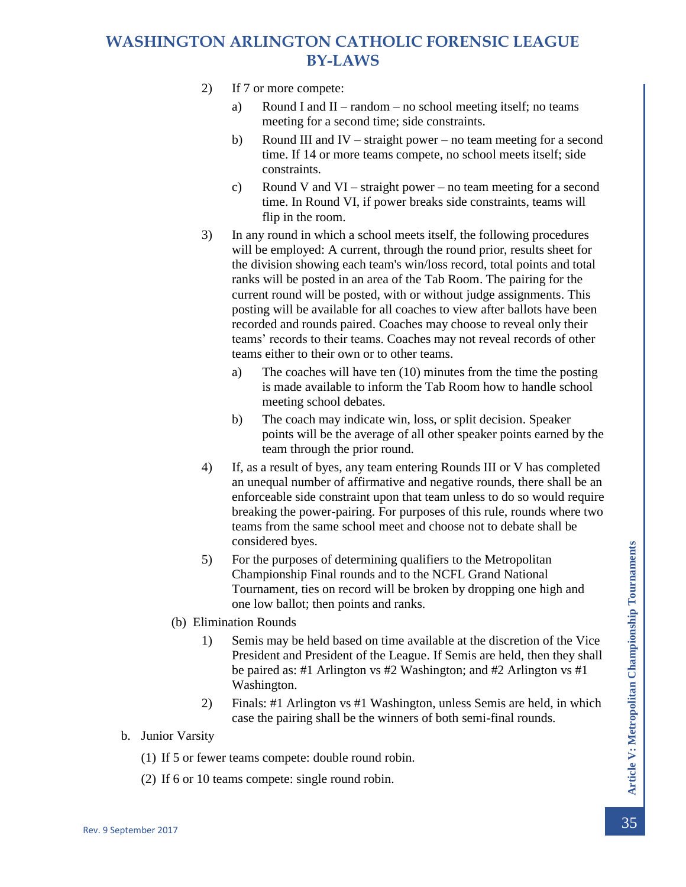2) If 7 or more compete:
    a) Round I and II – random – no school meeting itself; no teams meeting for a second time; side constraints.
    b) Round III and IV – straight power – no team meeting for a second time. If 14 or more teams compete, no school meets itself; side constraints.
    c) Round V and VI – straight power – no team meeting for a second time. In Round VI, if power breaks side constraints, teams will flip in the room.

3) In any round in which a school meets itself, the following procedures will be employed: A current, through the round prior, results sheet for the division showing each team's win/loss record, total points and total ranks will be posted in an area of the Tab Room. The pairing for the current round will be posted, with or without judge assignments. This posting will be available for all coaches to view after ballots have been recorded and rounds paired. Coaches may choose to reveal only their teams' records to their teams. Coaches may not reveal records of other teams either to their own or to other teams.
    a) The coaches will have ten (10) minutes from the time the posting is made available to inform the Tab Room how to handle school meeting school debates.
    b) The coach may indicate win, loss, or split decision. Speaker points will be the average of all other speaker points earned by the team through the prior round.

4) If, as a result of byes, any team entering Rounds III or V has completed an unequal number of affirmative and negative rounds, there shall be an enforceable side constraint upon that team unless to do so would require breaking the power-pairing. For purposes of this rule, rounds where two teams from the same school meet and choose not to debate shall be considered byes.

5) For the purposes of determining qualifiers to the Metropolitan Championship Final rounds and to the NCFL Grand National Tournament, ties on record will be broken by dropping one high and one low ballot; then points and ranks.

(b) Elimination Rounds

1) Semis may be held based on time available at the discretion of the Vice President and President of the League. If Semis are held, then they shall be paired as: #1 Arlington vs #2 Washington; and #2 Arlington vs #1 Washington.

2) Finals: #1 Arlington vs #1 Washington, unless Semis are held, in which case the pairing shall be the winners of both semi-final rounds.

b. Junior Varsity

(1) If 5 or fewer teams compete: double round robin.

(2) If 6 or 10 teams compete: single round robin.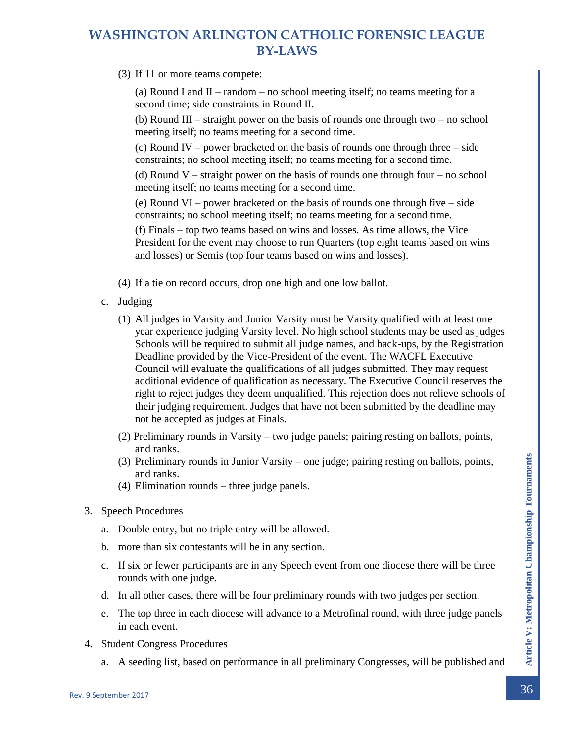(3) If 11 or more teams compete:

(a) Round I and II – random – no school meeting itself; no teams meeting for a second time; side constraints in Round II.

(b) Round III – straight power on the basis of rounds one through two – no school meeting itself; no teams meeting for a second time.

(c) Round IV – power bracketed on the basis of rounds one through three – side constraints; no school meeting itself; no teams meeting for a second time.

(d) Round V – straight power on the basis of rounds one through four – no school meeting itself; no teams meeting for a second time.

(e) Round VI – power bracketed on the basis of rounds one through five – side constraints; no school meeting itself; no teams meeting for a second time.

(f) Finals – top two teams based on wins and losses. As time allows, the Vice President for the event may choose to run Quarters (top eight teams based on wins and losses) or Semis (top four teams based on wins and losses).

(4) If a tie on record occurs, drop one high and one low ballot.

c. Judging

(1) All judges in Varsity and Junior Varsity must be Varsity qualified with at least one year experience judging Varsity level. No high school students may be used as judges Schools will be required to submit all judge names, and back-ups, by the Registration Deadline provided by the Vice-President of the event. The WACFL Executive Council will evaluate the qualifications of all judges submitted. They may request additional evidence of qualification as necessary. The Executive Council reserves the right to reject judges they deem unqualified. This rejection does not relieve schools of their judging requirement. Judges that have not been submitted by the deadline may not be accepted as judges at Finals.

(2) Preliminary rounds in Varsity – two judge panels; pairing resting on ballots, points, and ranks.

(3) Preliminary rounds in Junior Varsity – one judge; pairing resting on ballots, points, and ranks.

(4) Elimination rounds – three judge panels.

3. Speech Procedures

a. Double entry, but no triple entry will be allowed.

b. more than six contestants will be in any section.

c. If six or fewer participants are in any Speech event from one diocese there will be three rounds with one judge.

d. In all other cases, there will be four preliminary rounds with two judges per section.

e. The top three in each diocese will advance to a Metrofinal round, with three judge panels in each event.

4. Student Congress Procedures

a. A seeding list, based on performance in all preliminary Congresses, will be published and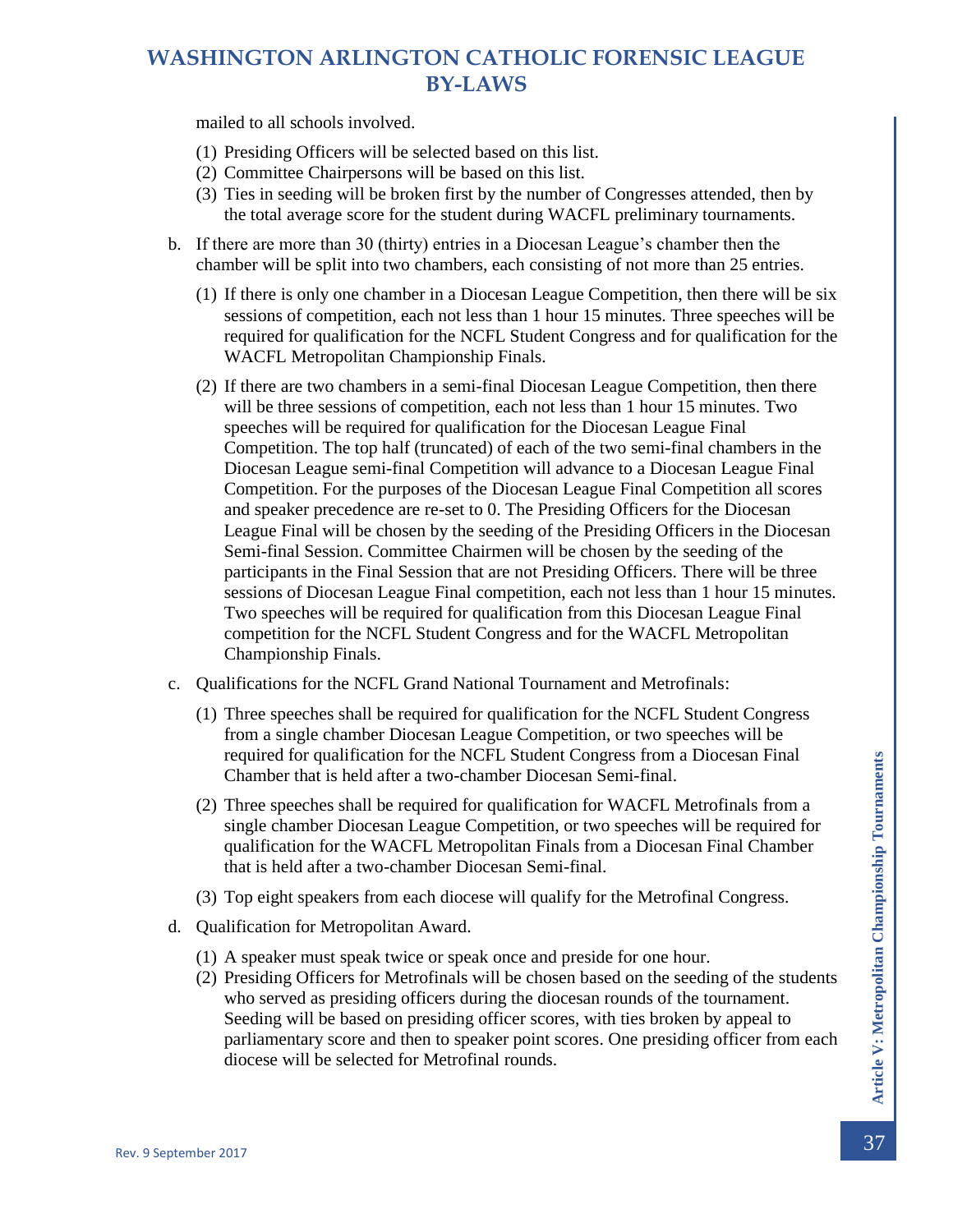mailed to all schools involved.

(1) Presiding Officers will be selected based on this list.
(2) Committee Chairpersons will be based on this list.
(3) Ties in seeding will be broken first by the number of Congresses attended, then by the total average score for the student during WACFL preliminary tournaments.

b. If there are more than 30 (thirty) entries in a Diocesan League's chamber then the chamber will be split into two chambers, each consisting of not more than 25 entries.

(1) If there is only one chamber in a Diocesan League Competition, then there will be six sessions of competition, each not less than 1 hour 15 minutes. Three speeches will be required for qualification for the NCFL Student Congress and for qualification for the WACFL Metropolitan Championship Finals.

(2) If there are two chambers in a semi-final Diocesan League Competition, then there will be three sessions of competition, each not less than 1 hour 15 minutes. Two speeches will be required for qualification for the Diocesan League Final Competition. The top half (truncated) of each of the two semi-final chambers in the Diocesan League semi-final Competition will advance to a Diocesan League Final Competition. For the purposes of the Diocesan League Final Competition all scores and speaker precedence are re-set to 0. The Presiding Officers for the Diocesan League Final will be chosen by the seeding of the Presiding Officers in the Diocesan Semi-final Session. Committee Chairmen will be chosen by the seeding of the participants in the Final Session that are not Presiding Officers. There will be three sessions of Diocesan League Final competition, each not less than 1 hour 15 minutes. Two speeches will be required for qualification from this Diocesan League Final competition for the NCFL Student Congress and for the WACFL Metropolitan Championship Finals.

c. Qualifications for the NCFL Grand National Tournament and Metrofinals:

(1) Three speeches shall be required for qualification for the NCFL Student Congress from a single chamber Diocesan League Competition, or two speeches will be required for qualification for the NCFL Student Congress from a Diocesan Final Chamber that is held after a two-chamber Diocesan Semi-final.

(2) Three speeches shall be required for qualification for WACFL Metrofinals from a single chamber Diocesan League Competition, or two speeches will be required for qualification for the WACFL Metropolitan Finals from a Diocesan Final Chamber that is held after a two-chamber Diocesan Semi-final.

(3) Top eight speakers from each diocese will qualify for the Metrofinal Congress.

d. Qualification for Metropolitan Award.

(1) A speaker must speak twice or speak once and preside for one hour.
(2) Presiding Officers for Metrofinals will be chosen based on the seeding of the students who served as presiding officers during the diocesan rounds of the tournament. Seeding will be based on presiding officer scores, with ties broken by appeal to parliamentary score and then to speaker point scores. One presiding officer from each diocese will be selected for Metrofinal rounds.